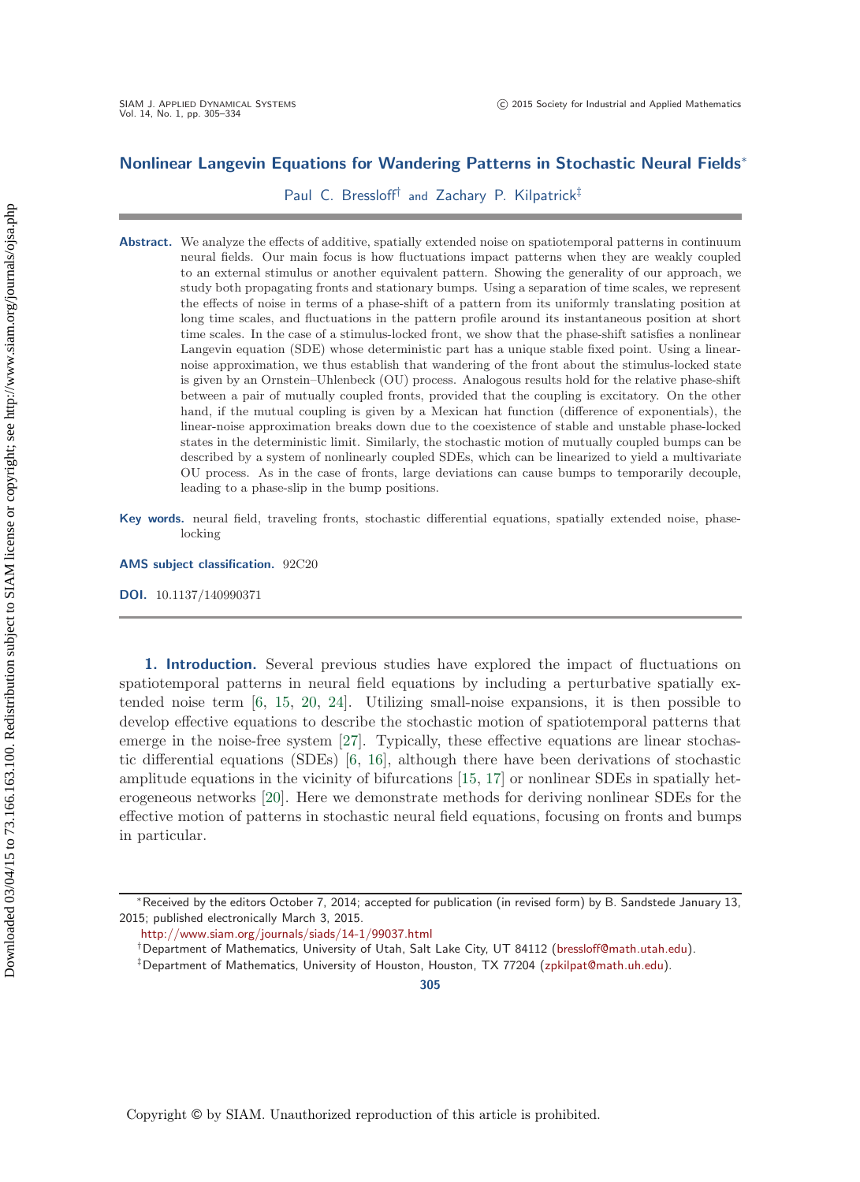# Nonlinear Langevin Equations for Wandering Patterns in Stochastic Neural Fields*

Paul C. Bressloff† and Zachary P. Kilpatrick‡

**Abstract.** We analyze the effects of additive, spatially extended noise on spatiotemporal patterns in continuum neural fields. Our main focus is how fluctuations impact patterns when they are weakly coupled to an external stimulus or another equivalent pattern. Showing the generality of our approach, we study both propagating fronts and stationary bumps. Using a separation of time scales, we represent the effects of noise in terms of a phase-shift of a pattern from its uniformly translating position at long time scales, and fluctuations in the pattern profile around its instantaneous position at short time scales. In the case of a stimulus-locked front, we show that the phase-shift satisfies a nonlinear Langevin equation (SDE) whose deterministic part has a unique stable fixed point. Using a linear-noise approximation, we thus establish that wandering of the front about the stimulus-locked state is given by an Ornstein–Uhlenbeck (OU) process. Analogous results hold for the relative phase-shift between a pair of mutually coupled fronts, provided that the coupling is excitatory. On the other hand, if the mutual coupling is given by a Mexican hat function (difference of exponentials), the linear-noise approximation breaks down due to the coexistence of stable and unstable phase-locked states in the deterministic limit. Similarly, the stochastic motion of mutually coupled bumps can be described by a system of nonlinearly coupled SDEs, which can be linearized to yield a multivariate OU process. As in the case of fronts, large deviations can cause bumps to temporarily decouple, leading to a phase-slip in the bump positions.

**Key words.** neural field, traveling fronts, stochastic differential equations, spatially extended noise, phase-locking

**AMS subject classification.** 92C20

**DOI.** 10.1137/140990371

## 1. Introduction.

Several previous studies have explored the impact of fluctuations on spatiotemporal patterns in neural field equations by including a perturbative spatially extended noise term [6, 15, 20, 24]. Utilizing small-noise expansions, it is then possible to develop effective equations to describe the stochastic motion of spatiotemporal patterns that emerge in the noise-free system [27]. Typically, these effective equations are linear stochastic differential equations (SDEs) [6, 16], although there have been derivations of stochastic amplitude equations in the vicinity of bifurcations [15, 17] or nonlinear SDEs in spatially heterogeneous networks [20]. Here we demonstrate methods for deriving nonlinear SDEs for the effective motion of patterns in stochastic neural field equations, focusing on fronts and bumps in particular.

---

*Received by the editors October 7, 2014; accepted for publication (in revised form) by B. Sandstede January 13, 2015; published electronically March 3, 2015.
http://www.siam.org/journals/siads/14-1/99037.html

†Department of Mathematics, University of Utah, Salt Lake City, UT 84112 (bressloff@math.utah.edu).

‡Department of Mathematics, University of Houston, Houston, TX 77204 (zpkilpat@math.uh.edu).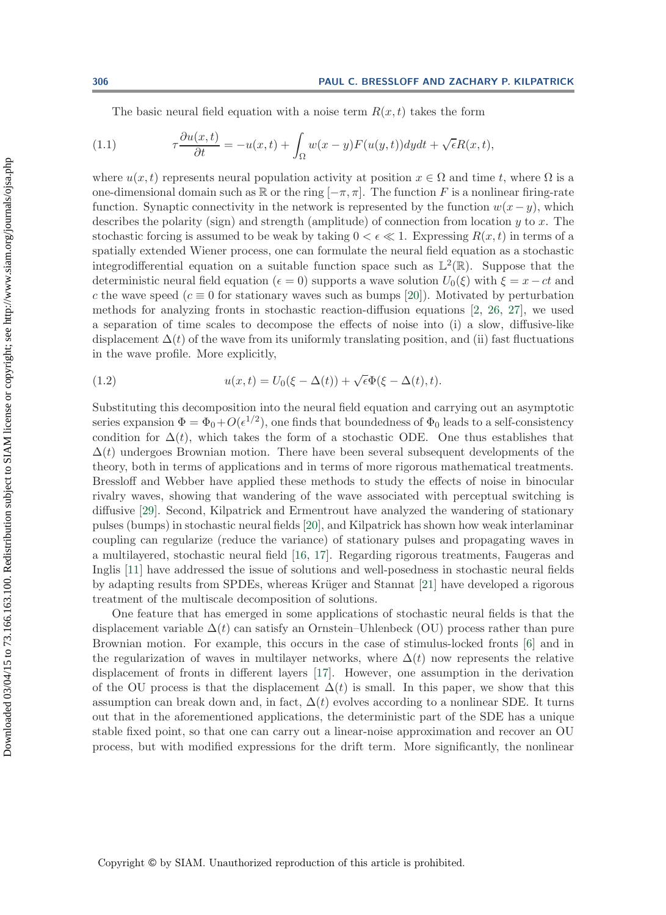The basic neural field equation with a noise term $R(x,t)$ takes the form

$$\tau \frac{\partial u(x,t)}{\partial t} = -u(x,t) + \int_\Omega w(x-y)F(u(y,t))dydt + \sqrt{\epsilon}R(x,t), \tag{1.1}$$

where $u(x,t)$ represents neural population activity at position $x \in \Omega$ and time $t$, where $\Omega$ is a one-dimensional domain such as $\mathbb{R}$ or the ring $[-\pi, \pi]$. The function $F$ is a nonlinear firing-rate function. Synaptic connectivity in the network is represented by the function $w(x-y)$, which describes the polarity (sign) and strength (amplitude) of connection from location $y$ to $x$. The stochastic forcing is assumed to be weak by taking $0 < \epsilon \ll 1$. Expressing $R(x,t)$ in terms of a spatially extended Wiener process, one can formulate the neural field equation as a stochastic integrodifferential equation on a suitable function space such as $\mathbb{L}^2(\mathbb{R})$. Suppose that the deterministic neural field equation ($\epsilon = 0$) supports a wave solution $U_0(\xi)$ with $\xi = x - ct$ and $c$ the wave speed ($c \equiv 0$ for stationary waves such as bumps [20]). Motivated by perturbation methods for analyzing fronts in stochastic reaction-diffusion equations [2, 26, 27], we used a separation of time scales to decompose the effects of noise into (i) a slow, diffusive-like displacement $\Delta(t)$ of the wave from its uniformly translating position, and (ii) fast fluctuations in the wave profile. More explicitly,

$$u(x,t) = U_0(\xi - \Delta(t)) + \sqrt{\epsilon}\Phi(\xi - \Delta(t), t). \tag{1.2}$$

Substituting this decomposition into the neural field equation and carrying out an asymptotic series expansion $\Phi = \Phi_0 + O(\epsilon^{1/2})$, one finds that boundedness of $\Phi_0$ leads to a self-consistency condition for $\Delta(t)$, which takes the form of a stochastic ODE. One thus establishes that $\Delta(t)$ undergoes Brownian motion. There have been several subsequent developments of the theory, both in terms of applications and in terms of more rigorous mathematical treatments. Bressloff and Webber have applied these methods to study the effects of noise in binocular rivalry waves, showing that wandering of the wave associated with perceptual switching is diffusive [29]. Second, Kilpatrick and Ermentrout have analyzed the wandering of stationary pulses (bumps) in stochastic neural fields [20], and Kilpatrick has shown how weak interlaminar coupling can regularize (reduce the variance) of stationary pulses and propagating waves in a multilayered, stochastic neural field [16, 17]. Regarding rigorous treatments, Faugeras and Inglis [11] have addressed the issue of solutions and well-posedness in stochastic neural fields by adapting results from SPDEs, whereas Krüger and Stannat [21] have developed a rigorous treatment of the multiscale decomposition of solutions.

One feature that has emerged in some applications of stochastic neural fields is that the displacement variable $\Delta(t)$ can satisfy an Ornstein–Uhlenbeck (OU) process rather than pure Brownian motion. For example, this occurs in the case of stimulus-locked fronts [6] and in the regularization of waves in multilayer networks, where $\Delta(t)$ now represents the relative displacement of fronts in different layers [17]. However, one assumption in the derivation of the OU process is that the displacement $\Delta(t)$ is small. In this paper, we show that this assumption can break down and, in fact, $\Delta(t)$ evolves according to a nonlinear SDE. It turns out that in the aforementioned applications, the deterministic part of the SDE has a unique stable fixed point, so that one can carry out a linear-noise approximation and recover an OU process, but with modified expressions for the drift term. More significantly, the nonlinear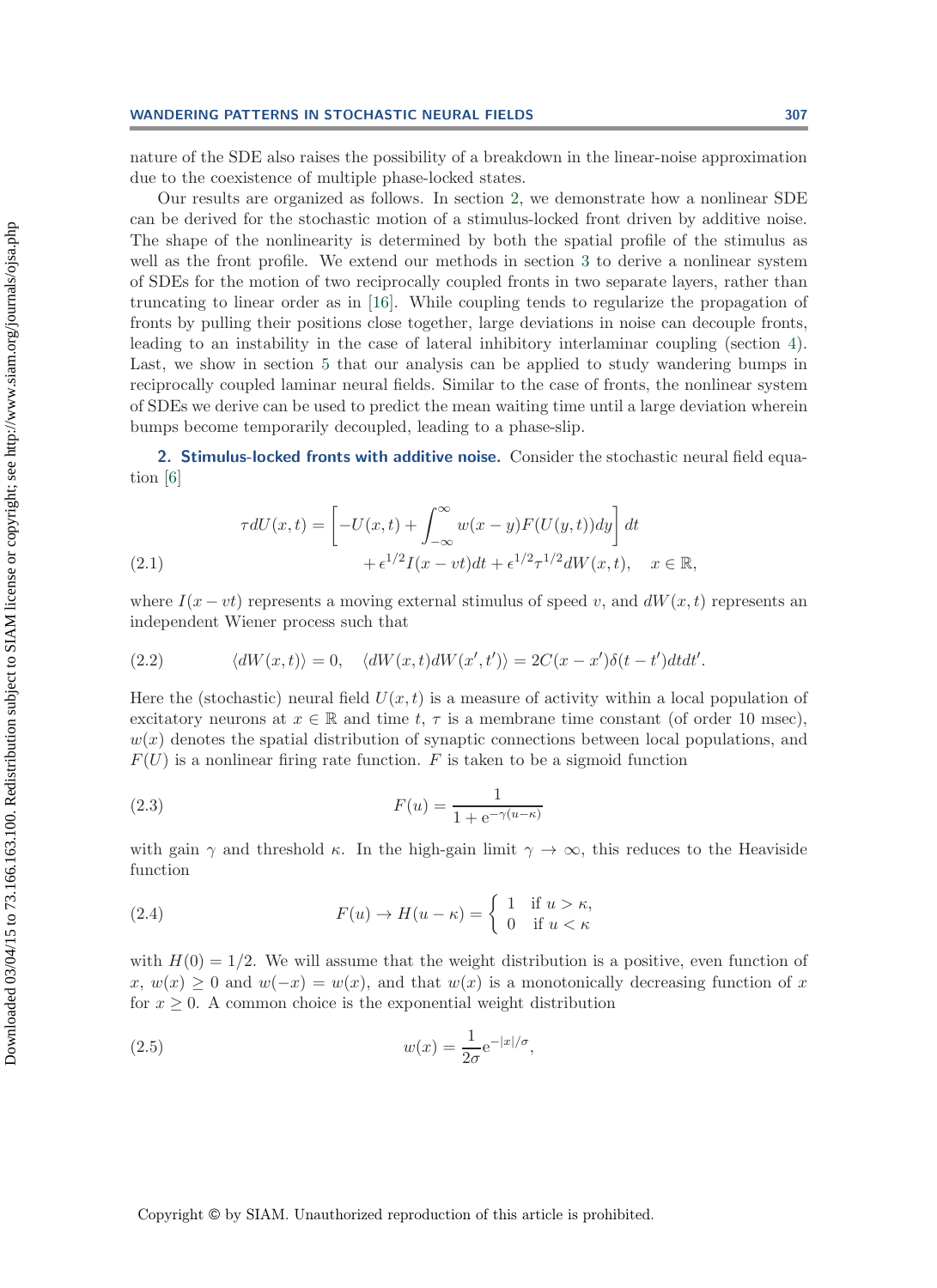nature of the SDE also raises the possibility of a breakdown in the linear-noise approximation due to the coexistence of multiple phase-locked states.

Our results are organized as follows. In section 2, we demonstrate how a nonlinear SDE can be derived for the stochastic motion of a stimulus-locked front driven by additive noise. The shape of the nonlinearity is determined by both the spatial profile of the stimulus as well as the front profile. We extend our methods in section 3 to derive a nonlinear system of SDEs for the motion of two reciprocally coupled fronts in two separate layers, rather than truncating to linear order as in [16]. While coupling tends to regularize the propagation of fronts by pulling their positions close together, large deviations in noise can decouple fronts, leading to an instability in the case of lateral inhibitory interlaminar coupling (section 4). Last, we show in section 5 that our analysis can be applied to study wandering bumps in reciprocally coupled laminar neural fields. Similar to the case of fronts, the nonlinear system of SDEs we derive can be used to predict the mean waiting time until a large deviation wherein bumps become temporarily decoupled, leading to a phase-slip.

## 2. Stimulus-locked fronts with additive noise.

Consider the stochastic neural field equation [6]

$$\tau dU(x,t) = \left[ -U(x,t) + \int_{-\infty}^{\infty} w(x-y) F(U(y,t)) dy \right] dt + \epsilon^{1/2} I(x-vt) dt + \epsilon^{1/2} \tau^{1/2} dW(x,t), \quad x \in \mathbb{R}, \tag{2.1}$$

where $I(x-vt)$ represents a moving external stimulus of speed $v$, and $dW(x,t)$ represents an independent Wiener process such that

$$\langle dW(x,t) \rangle = 0, \quad \langle dW(x,t) dW(x',t') \rangle = 2C(x-x')\delta(t-t')dtdt'. \tag{2.2}$$

Here the (stochastic) neural field $U(x,t)$ is a measure of activity within a local population of excitatory neurons at $x \in \mathbb{R}$ and time $t$, $\tau$ is a membrane time constant (of order 10 msec), $w(x)$ denotes the spatial distribution of synaptic connections between local populations, and $F(U)$ is a nonlinear firing rate function. $F$ is taken to be a sigmoid function

$$F(u) = \frac{1}{1 + e^{-\gamma(u-\kappa)}} \tag{2.3}$$

with gain $\gamma$ and threshold $\kappa$. In the high-gain limit $\gamma \to \infty$, this reduces to the Heaviside function

$$F(u) \to H(u-\kappa) = \begin{cases} 1 & \text{if } u > \kappa, \\ 0 & \text{if } u < \kappa \end{cases} \tag{2.4}$$

with $H(0) = 1/2$. We will assume that the weight distribution is a positive, even function of $x$, $w(x) \geq 0$ and $w(-x) = w(x)$, and that $w(x)$ is a monotonically decreasing function of $x$ for $x \geq 0$. A common choice is the exponential weight distribution

$$w(x) = \frac{1}{2\sigma} e^{-|x|/\sigma}, \tag{2.5}$$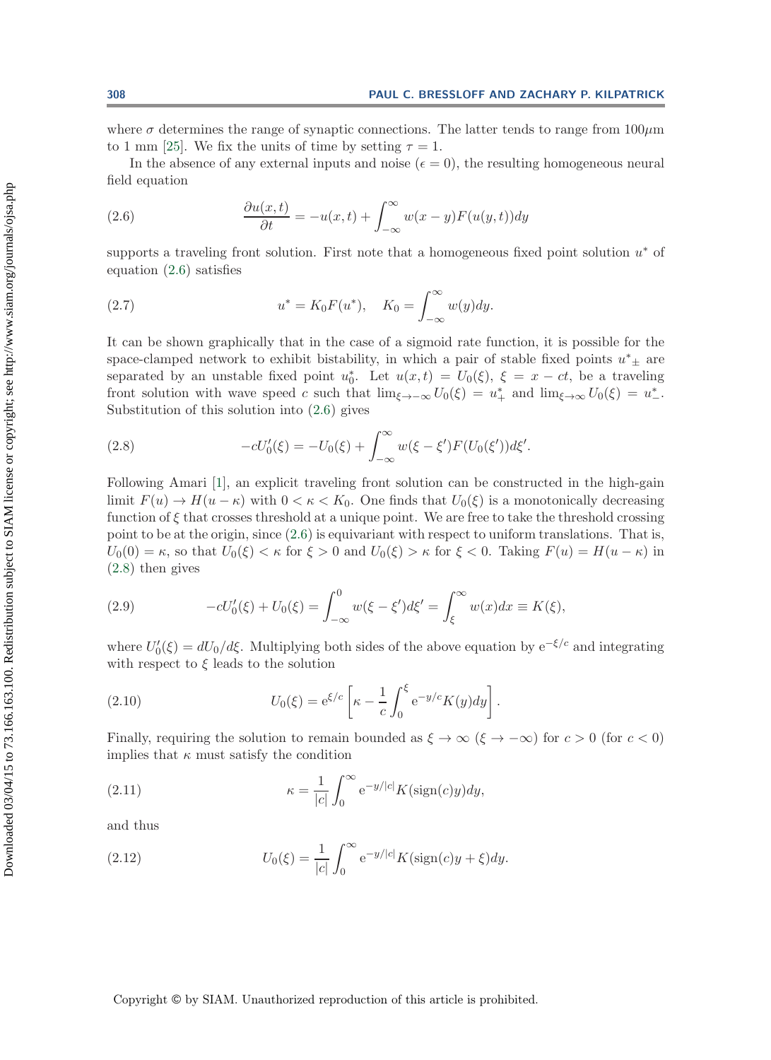where $\sigma$ determines the range of synaptic connections. The latter tends to range from $100\mu$m to 1 mm [25]. We fix the units of time by setting $\tau = 1$.

In the absence of any external inputs and noise ($\epsilon = 0$), the resulting homogeneous neural field equation

$$\frac{\partial u(x,t)}{\partial t} = -u(x,t) + \int_{-\infty}^{\infty} w(x-y)F(u(y,t))dy \tag{2.6}$$

supports a traveling front solution. First note that a homogeneous fixed point solution $u^*$ of equation (2.6) satisfies

$$u^* = K_0 F(u^*), \quad K_0 = \int_{-\infty}^{\infty} w(y)dy. \tag{2.7}$$

It can be shown graphically that in the case of a sigmoid rate function, it is possible for the space-clamped network to exhibit bistability, in which a pair of stable fixed points $u^*_{\pm}$ are separated by an unstable fixed point $u^*_0$. Let $u(x,t) = U_0(\xi)$, $\xi = x - ct$, be a traveling front solution with wave speed $c$ such that $\lim_{\xi\to-\infty} U_0(\xi) = u^*_+$ and $\lim_{\xi\to\infty} U_0(\xi) = u^*_-$. Substitution of this solution into (2.6) gives

$$-cU_0'(\xi) = -U_0(\xi) + \int_{-\infty}^{\infty} w(\xi-\xi')F(U_0(\xi'))d\xi'. \tag{2.8}$$

Following Amari [1], an explicit traveling front solution can be constructed in the high-gain limit $F(u) \to H(u-\kappa)$ with $0 < \kappa < K_0$. One finds that $U_0(\xi)$ is a monotonically decreasing function of $\xi$ that crosses threshold at a unique point. We are free to take the threshold crossing point to be at the origin, since (2.6) is equivariant with respect to uniform translations. That is, $U_0(0) = \kappa$, so that $U_0(\xi) < \kappa$ for $\xi > 0$ and $U_0(\xi) > \kappa$ for $\xi < 0$. Taking $F(u) = H(u-\kappa)$ in (2.8) then gives

$$-cU_0'(\xi) + U_0(\xi) = \int_{-\infty}^{0} w(\xi-\xi')d\xi' = \int_{\xi}^{\infty} w(x)dx \equiv K(\xi), \tag{2.9}$$

where $U_0'(\xi) = dU_0/d\xi$. Multiplying both sides of the above equation by $\mathrm{e}^{-\xi/c}$ and integrating with respect to $\xi$ leads to the solution

$$U_0(\xi) = \mathrm{e}^{\xi/c}\left[\kappa - \frac{1}{c}\int_0^{\xi} \mathrm{e}^{-y/c}K(y)dy\right]. \tag{2.10}$$

Finally, requiring the solution to remain bounded as $\xi \to \infty$ ($\xi \to -\infty$) for $c > 0$ (for $c < 0$) implies that $\kappa$ must satisfy the condition

$$\kappa = \frac{1}{|c|}\int_0^{\infty} \mathrm{e}^{-y/|c|}K(\mathrm{sign}(c)y)dy, \tag{2.11}$$

and thus

$$U_0(\xi) = \frac{1}{|c|}\int_0^{\infty} \mathrm{e}^{-y/|c|}K(\mathrm{sign}(c)y + \xi)dy. \tag{2.12}$$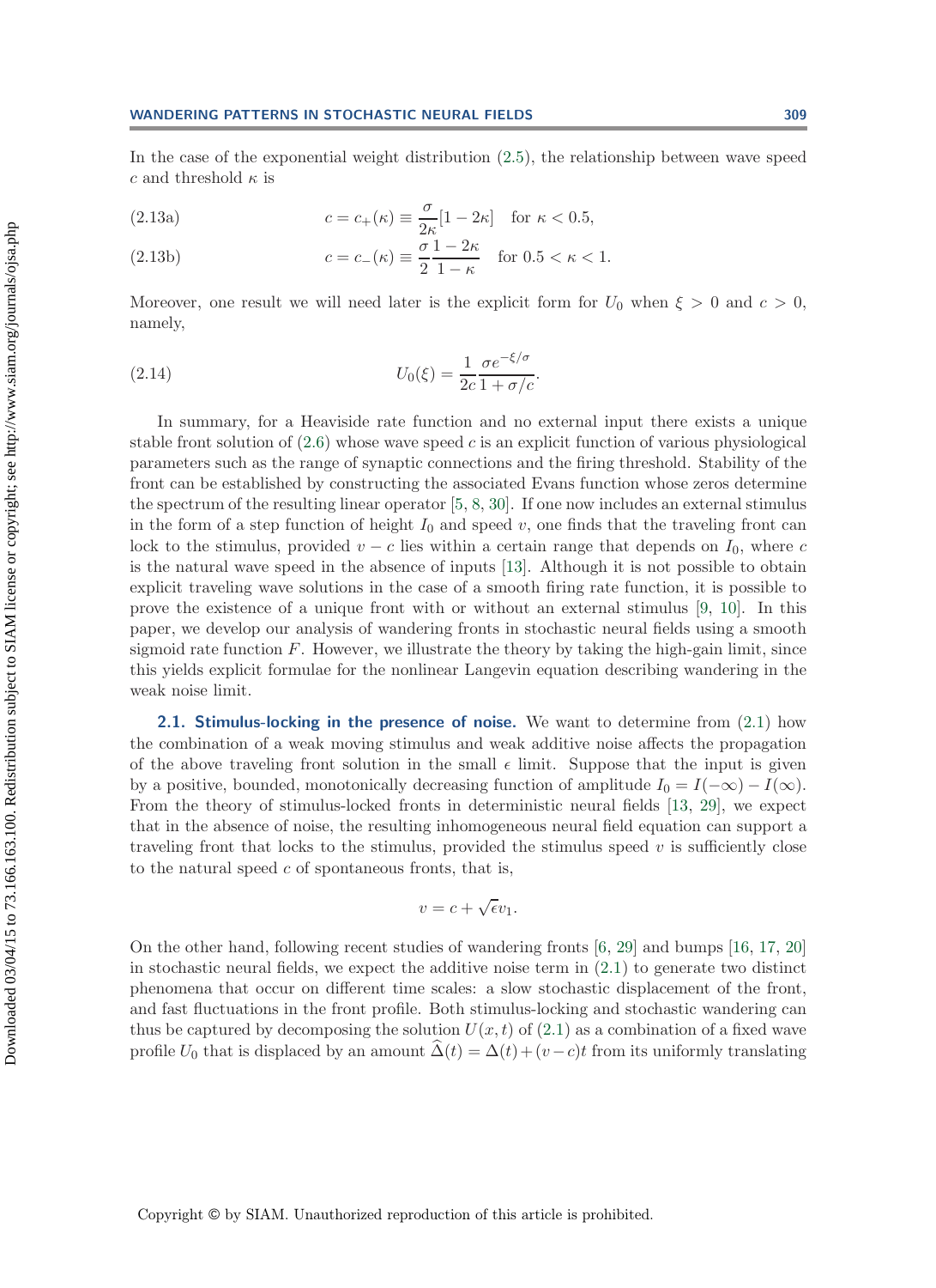In the case of the exponential weight distribution (2.5), the relationship between wave speed $c$ and threshold $\kappa$ is

$$c = c_+(\kappa) \equiv \frac{\sigma}{2\kappa}[1 - 2\kappa] \quad \text{for } \kappa < 0.5, \tag{2.13a}$$

$$c = c_-(\kappa) \equiv \frac{\sigma}{2}\frac{1 - 2\kappa}{1 - \kappa} \quad \text{for } 0.5 < \kappa < 1. \tag{2.13b}$$

Moreover, one result we will need later is the explicit form for $U_0$ when $\xi > 0$ and $c > 0$, namely,

$$U_0(\xi) = \frac{1}{2c}\frac{\sigma e^{-\xi/\sigma}}{1 + \sigma/c}. \tag{2.14}$$

In summary, for a Heaviside rate function and no external input there exists a unique stable front solution of (2.6) whose wave speed $c$ is an explicit function of various physiological parameters such as the range of synaptic connections and the firing threshold. Stability of the front can be established by constructing the associated Evans function whose zeros determine the spectrum of the resulting linear operator [5, 8, 30]. If one now includes an external stimulus in the form of a step function of height $I_0$ and speed $v$, one finds that the traveling front can lock to the stimulus, provided $v - c$ lies within a certain range that depends on $I_0$, where $c$ is the natural wave speed in the absence of inputs [13]. Although it is not possible to obtain explicit traveling wave solutions in the case of a smooth firing rate function, it is possible to prove the existence of a unique front with or without an external stimulus [9, 10]. In this paper, we develop our analysis of wandering fronts in stochastic neural fields using a smooth sigmoid rate function $F$. However, we illustrate the theory by taking the high-gain limit, since this yields explicit formulae for the nonlinear Langevin equation describing wandering in the weak noise limit.

### 2.1. Stimulus-locking in the presence of noise.

We want to determine from (2.1) how the combination of a weak moving stimulus and weak additive noise affects the propagation of the above traveling front solution in the small $\epsilon$ limit. Suppose that the input is given by a positive, bounded, monotonically decreasing function of amplitude $I_0 = I(-\infty) - I(\infty)$. From the theory of stimulus-locked fronts in deterministic neural fields [13, 29], we expect that in the absence of noise, the resulting inhomogeneous neural field equation can support a traveling front that locks to the stimulus, provided the stimulus speed $v$ is sufficiently close to the natural speed $c$ of spontaneous fronts, that is,

$$v = c + \sqrt{\epsilon}v_1.$$

On the other hand, following recent studies of wandering fronts [6, 29] and bumps [16, 17, 20] in stochastic neural fields, we expect the additive noise term in (2.1) to generate two distinct phenomena that occur on different time scales: a slow stochastic displacement of the front, and fast fluctuations in the front profile. Both stimulus-locking and stochastic wandering can thus be captured by decomposing the solution $U(x,t)$ of (2.1) as a combination of a fixed wave profile $U_0$ that is displaced by an amount $\widehat{\Delta}(t) = \Delta(t) + (v - c)t$ from its uniformly translating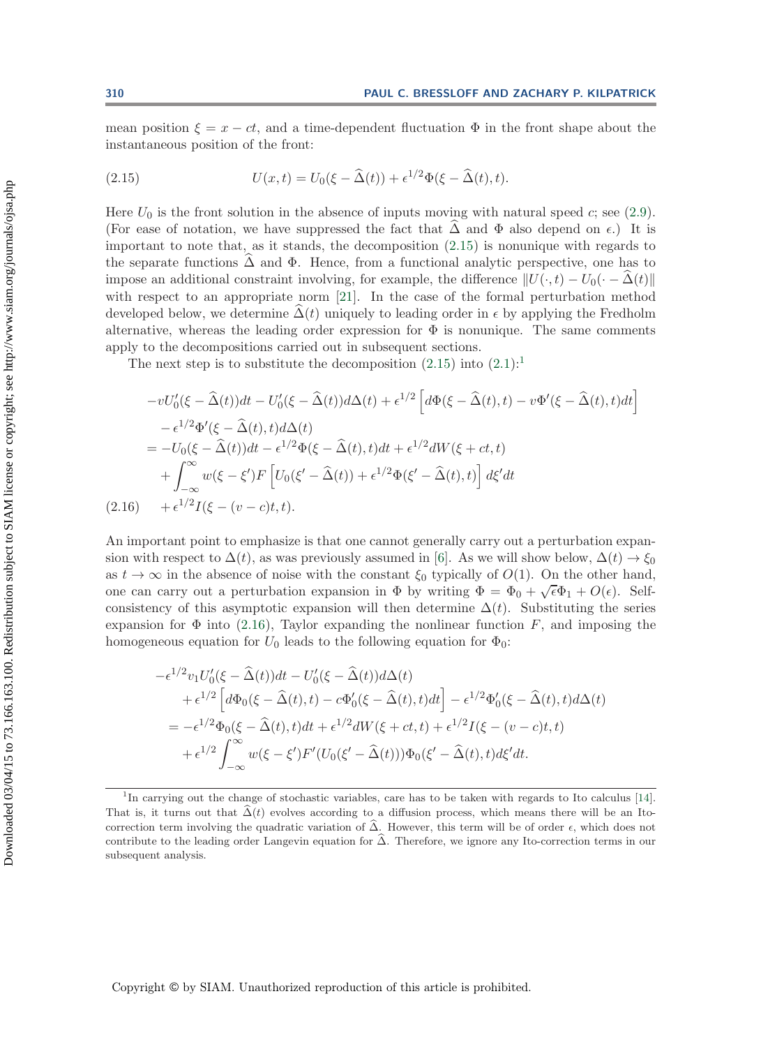mean position $\xi = x - ct$, and a time-dependent fluctuation $\Phi$ in the front shape about the instantaneous position of the front:

$$U(x,t) = U_0(\xi - \widehat{\Delta}(t)) + \epsilon^{1/2}\Phi(\xi - \widehat{\Delta}(t), t). \tag{2.15}$$

Here $U_0$ is the front solution in the absence of inputs moving with natural speed $c$; see (2.9). (For ease of notation, we have suppressed the fact that $\widehat{\Delta}$ and $\Phi$ also depend on $\epsilon$.) It is important to note that, as it stands, the decomposition (2.15) is nonunique with regards to the separate functions $\widehat{\Delta}$ and $\Phi$. Hence, from a functional analytic perspective, one has to impose an additional constraint involving, for example, the difference $\|U(\cdot,t) - U_0(\cdot - \widehat{\Delta}(t)\|$ with respect to an appropriate norm [21]. In the case of the formal perturbation method developed below, we determine $\widehat{\Delta}(t)$ uniquely to leading order in $\epsilon$ by applying the Fredholm alternative, whereas the leading order expression for $\Phi$ is nonunique. The same comments apply to the decompositions carried out in subsequent sections.

The next step is to substitute the decomposition (2.15) into (2.1):[1]

$$\begin{aligned}
&-vU_0'(\xi - \widehat{\Delta}(t))dt - U_0'(\xi - \widehat{\Delta}(t))d\Delta(t) + \epsilon^{1/2}\left[d\Phi(\xi - \widehat{\Delta}(t), t) - v\Phi'(\xi - \widehat{\Delta}(t), t)dt\right] \\
&\quad - \epsilon^{1/2}\Phi'(\xi - \widehat{\Delta}(t), t)d\Delta(t) \\
&= -U_0(\xi - \widehat{\Delta}(t))dt - \epsilon^{1/2}\Phi(\xi - \widehat{\Delta}(t), t)dt + \epsilon^{1/2}dW(\xi + ct, t) \\
&\quad + \int_{-\infty}^{\infty} w(\xi - \xi')F\left[U_0(\xi' - \widehat{\Delta}(t)) + \epsilon^{1/2}\Phi(\xi' - \widehat{\Delta}(t), t)\right]d\xi' dt \\
&\quad + \epsilon^{1/2}I(\xi - (v-c)t, t).
\end{aligned} \tag{2.16}$$

An important point to emphasize is that one cannot generally carry out a perturbation expansion with respect to $\Delta(t)$, as was previously assumed in [6]. As we will show below, $\Delta(t) \to \xi_0$ as $t \to \infty$ in the absence of noise with the constant $\xi_0$ typically of $O(1)$. On the other hand, one can carry out a perturbation expansion in $\Phi$ by writing $\Phi = \Phi_0 + \sqrt{\epsilon}\Phi_1 + O(\epsilon)$. Self-consistency of this asymptotic expansion will then determine $\Delta(t)$. Substituting the series expansion for $\Phi$ into (2.16), Taylor expanding the nonlinear function $F$, and imposing the homogeneous equation for $U_0$ leads to the following equation for $\Phi_0$:

$$\begin{aligned}
&-\epsilon^{1/2}v_1U_0'(\xi - \widehat{\Delta}(t))dt - U_0'(\xi - \widehat{\Delta}(t))d\Delta(t) \\
&\quad + \epsilon^{1/2}\left[d\Phi_0(\xi - \widehat{\Delta}(t), t) - c\Phi_0'(\xi - \widehat{\Delta}(t), t)dt\right] - \epsilon^{1/2}\Phi_0'(\xi - \widehat{\Delta}(t), t)d\Delta(t) \\
&= -\epsilon^{1/2}\Phi_0(\xi - \widehat{\Delta}(t), t)dt + \epsilon^{1/2}dW(\xi + ct, t) + \epsilon^{1/2}I(\xi - (v-c)t, t) \\
&\quad + \epsilon^{1/2}\int_{-\infty}^{\infty} w(\xi - \xi')F'(U_0(\xi' - \widehat{\Delta}(t)))\Phi_0(\xi' - \widehat{\Delta}(t), t)d\xi' dt.
\end{aligned}$$

[1] In carrying out the change of stochastic variables, care has to be taken with regards to Ito calculus [14]. That is, it turns out that $\widehat{\Delta}(t)$ evolves according to a diffusion process, which means there will be an Ito-correction term involving the quadratic variation of $\widehat{\Delta}$. However, this term will be of order $\epsilon$, which does not contribute to the leading order Langevin equation for $\widehat{\Delta}$. Therefore, we ignore any Ito-correction terms in our subsequent analysis.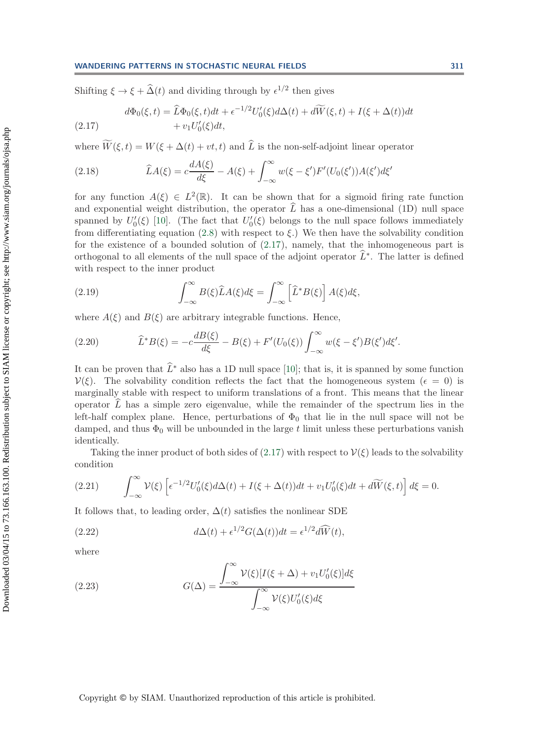Shifting $\xi \to \xi + \widehat{\Delta}(t)$ and dividing through by $\epsilon^{1/2}$ then gives

$$
\begin{aligned}
d\Phi_0(\xi,t) = \widehat{L}\Phi_0(\xi,t)dt + \epsilon^{-1/2}U_0'(\xi)d\Delta(t) + d\widetilde{W}(\xi,t) + I(\xi+\Delta(t))dt \\
+ v_1 U_0'(\xi)dt,
\end{aligned} \tag{2.17}
$$

where $\widetilde{W}(\xi,t) = W(\xi+\Delta(t)+vt,t)$ and $\widehat{L}$ is the non-self-adjoint linear operator

$$
\widehat{L}A(\xi) = c\frac{dA(\xi)}{d\xi} - A(\xi) + \int_{-\infty}^{\infty} w(\xi-\xi')F'(U_0(\xi'))A(\xi')d\xi' \tag{2.18}
$$

for any function $A(\xi) \in L^2(\mathbb{R})$. It can be shown that for a sigmoid firing rate function and exponential weight distribution, the operator $\widehat{L}$ has a one-dimensional (1D) null space spanned by $U_0'(\xi)$ [10]. (The fact that $U_0'(\xi)$ belongs to the null space follows immediately from differentiating equation (2.8) with respect to $\xi$.) We then have the solvability condition for the existence of a bounded solution of (2.17), namely, that the inhomogeneous part is orthogonal to all elements of the null space of the adjoint operator $\widehat{L}^*$. The latter is defined with respect to the inner product

$$
\int_{-\infty}^{\infty} B(\xi)\widehat{L}A(\xi)d\xi = \int_{-\infty}^{\infty}\left[\widehat{L}^*B(\xi)\right]A(\xi)d\xi, \tag{2.19}
$$

where $A(\xi)$ and $B(\xi)$ are arbitrary integrable functions. Hence,

$$
\widehat{L}^*B(\xi) = -c\frac{dB(\xi)}{d\xi} - B(\xi) + F'(U_0(\xi))\int_{-\infty}^{\infty} w(\xi-\xi')B(\xi')d\xi'. \tag{2.20}
$$

It can be proven that $\widehat{L}^*$ also has a 1D null space [10]; that is, it is spanned by some function $\mathcal{V}(\xi)$. The solvability condition reflects the fact that the homogeneous system ($\epsilon = 0$) is marginally stable with respect to uniform translations of a front. This means that the linear operator $\widehat{L}$ has a simple zero eigenvalue, while the remainder of the spectrum lies in the left-half complex plane. Hence, perturbations of $\Phi_0$ that lie in the null space will not be damped, and thus $\Phi_0$ will be unbounded in the large $t$ limit unless these perturbations vanish identically.

Taking the inner product of both sides of (2.17) with respect to $\mathcal{V}(\xi)$ leads to the solvability condition

$$
\int_{-\infty}^{\infty}\mathcal{V}(\xi)\left[\epsilon^{-1/2}U_0'(\xi)d\Delta(t) + I(\xi+\Delta(t))dt + v_1U_0'(\xi)dt + d\widetilde{W}(\xi,t)\right]d\xi = 0. \tag{2.21}
$$

It follows that, to leading order, $\Delta(t)$ satisfies the nonlinear SDE

$$
d\Delta(t) + \epsilon^{1/2}G(\Delta(t))dt = \epsilon^{1/2}d\widehat{W}(t), \tag{2.22}
$$

where

$$
G(\Delta) = \frac{\displaystyle\int_{-\infty}^{\infty}\mathcal{V}(\xi)[I(\xi+\Delta) + v_1U_0'(\xi)]d\xi}{\displaystyle\int_{-\infty}^{\infty}\mathcal{V}(\xi)U_0'(\xi)d\xi} \tag{2.23}
$$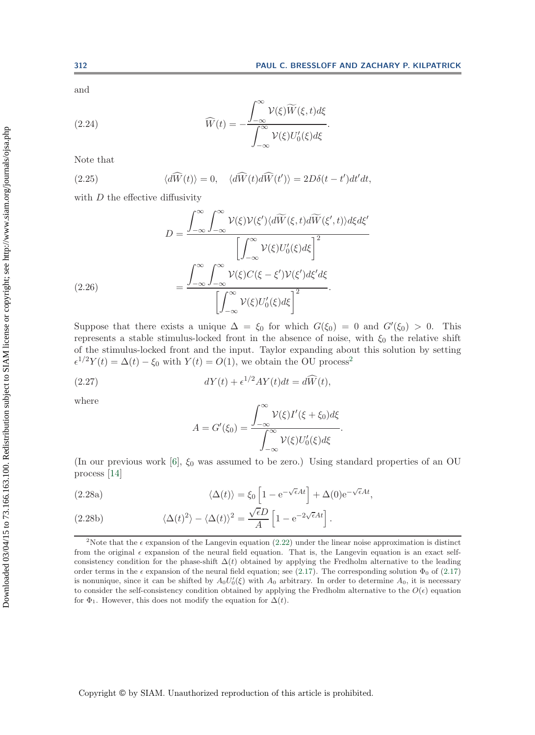and

$$\widehat{W}(t) = -\frac{\int_{-\infty}^{\infty} \mathcal{V}(\xi)\widetilde{W}(\xi,t)d\xi}{\int_{-\infty}^{\infty} \mathcal{V}(\xi)U_0'(\xi)d\xi}. \tag{2.24}$$

Note that

$$\langle d\widehat{W}(t)\rangle = 0, \quad \langle d\widehat{W}(t)d\widehat{W}(t')\rangle = 2D\delta(t-t')dt'dt, \tag{2.25}$$

with $D$ the effective diffusivity

$$\begin{aligned} D &= \frac{\int_{-\infty}^{\infty}\int_{-\infty}^{\infty} \mathcal{V}(\xi)\mathcal{V}(\xi')\langle d\widetilde{W}(\xi,t)d\widetilde{W}(\xi',t)\rangle d\xi d\xi'}{\left[\int_{-\infty}^{\infty} \mathcal{V}(\xi)U_0'(\xi)d\xi\right]^2} \\ &= \frac{\int_{-\infty}^{\infty}\int_{-\infty}^{\infty} \mathcal{V}(\xi)C(\xi-\xi')\mathcal{V}(\xi')d\xi' d\xi}{\left[\int_{-\infty}^{\infty} \mathcal{V}(\xi)U_0'(\xi)d\xi\right]^2}. \end{aligned} \tag{2.26}$$

Suppose that there exists a unique $\Delta = \xi_0$ for which $G(\xi_0) = 0$ and $G'(\xi_0) > 0$. This represents a stable stimulus-locked front in the absence of noise, with $\xi_0$ the relative shift of the stimulus-locked front and the input. Taylor expanding about this solution by setting $\epsilon^{1/2}Y(t) = \Delta(t) - \xi_0$ with $Y(t) = O(1)$, we obtain the OU process[2]

$$dY(t) + \epsilon^{1/2}AY(t)dt = d\widehat{W}(t), \tag{2.27}$$

where

$$A = G'(\xi_0) = \frac{\int_{-\infty}^{\infty} \mathcal{V}(\xi)I'(\xi+\xi_0)d\xi}{\int_{-\infty}^{\infty} \mathcal{V}(\xi)U_0'(\xi)d\xi}.$$

(In our previous work [6], $\xi_0$ was assumed to be zero.) Using standard properties of an OU process [14]

$$\langle \Delta(t)\rangle = \xi_0\left[1 - \mathrm{e}^{-\sqrt{\epsilon}At}\right] + \Delta(0)\mathrm{e}^{-\sqrt{\epsilon}At}, \tag{2.28a}$$

$$\langle \Delta(t)^2\rangle - \langle \Delta(t)\rangle^2 = \frac{\sqrt{\epsilon}D}{A}\left[1 - \mathrm{e}^{-2\sqrt{\epsilon}At}\right]. \tag{2.28b}$$

[2] Note that the $\epsilon$ expansion of the Langevin equation (2.22) under the linear noise approximation is distinct from the original $\epsilon$ expansion of the neural field equation. That is, the Langevin equation is an exact self-consistency condition for the phase-shift $\Delta(t)$ obtained by applying the Fredholm alternative to the leading order terms in the $\epsilon$ expansion of the neural field equation; see (2.17). The corresponding solution $\Phi_0$ of (2.17) is nonunique, since it can be shifted by $A_0U_0'(\xi)$ with $A_0$ arbitrary. In order to determine $A_0$, it is necessary to consider the self-consistency condition obtained by applying the Fredholm alternative to the $O(\epsilon)$ equation for $\Phi_1$. However, this does not modify the equation for $\Delta(t)$.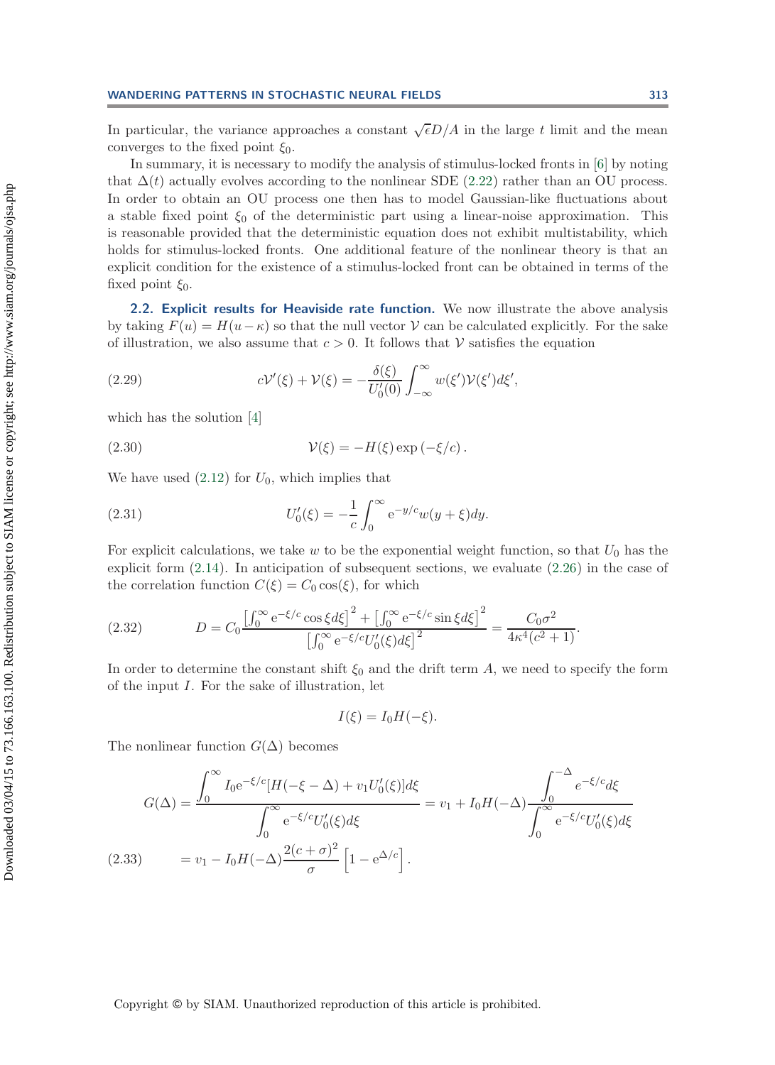In particular, the variance approaches a constant $\sqrt{\epsilon}D/A$ in the large $t$ limit and the mean converges to the fixed point $\xi_0$.

In summary, it is necessary to modify the analysis of stimulus-locked fronts in [6] by noting that $\Delta(t)$ actually evolves according to the nonlinear SDE (2.22) rather than an OU process. In order to obtain an OU process one then has to model Gaussian-like fluctuations about a stable fixed point $\xi_0$ of the deterministic part using a linear-noise approximation. This is reasonable provided that the deterministic equation does not exhibit multistability, which holds for stimulus-locked fronts. One additional feature of the nonlinear theory is that an explicit condition for the existence of a stimulus-locked front can be obtained in terms of the fixed point $\xi_0$.

### 2.2. Explicit results for Heaviside rate function.

We now illustrate the above analysis by taking $F(u) = H(u - \kappa)$ so that the null vector $\mathcal{V}$ can be calculated explicitly. For the sake of illustration, we also assume that $c > 0$. It follows that $\mathcal{V}$ satisfies the equation

$$c\mathcal{V}'(\xi) + \mathcal{V}(\xi) = -\frac{\delta(\xi)}{U_0'(0)} \int_{-\infty}^{\infty} w(\xi')\mathcal{V}(\xi')d\xi', \tag{2.29}$$

which has the solution [4]

$$\mathcal{V}(\xi) = -H(\xi) \exp\left(-\xi/c\right). \tag{2.30}$$

We have used (2.12) for $U_0$, which implies that

$$U_0'(\xi) = -\frac{1}{c}\int_0^{\infty} \mathrm{e}^{-y/c} w(y+\xi)dy. \tag{2.31}$$

For explicit calculations, we take $w$ to be the exponential weight function, so that $U_0$ has the explicit form (2.14). In anticipation of subsequent sections, we evaluate (2.26) in the case of the correlation function $C(\xi) = C_0 \cos(\xi)$, for which

$$D = C_0 \frac{\left[\int_0^{\infty} \mathrm{e}^{-\xi/c}\cos \xi d\xi\right]^2 + \left[\int_0^{\infty} \mathrm{e}^{-\xi/c}\sin \xi d\xi\right]^2}{\left[\int_0^{\infty} \mathrm{e}^{-\xi/c} U_0'(\xi)d\xi\right]^2} = \frac{C_0 \sigma^2}{4\kappa^4(c^2+1)}. \tag{2.32}$$

In order to determine the constant shift $\xi_0$ and the drift term $A$, we need to specify the form of the input $I$. For the sake of illustration, let

$$I(\xi) = I_0 H(-\xi).$$

The nonlinear function $G(\Delta)$ becomes

$$\begin{aligned}
G(\Delta) &= \frac{\int_0^{\infty} I_0 \mathrm{e}^{-\xi/c}[H(-\xi-\Delta) + v_1 U_0'(\xi)]d\xi}{\int_0^{\infty} \mathrm{e}^{-\xi/c} U_0'(\xi)d\xi} = v_1 + I_0 H(-\Delta)\frac{\int_0^{-\Delta} e^{-\xi/c}d\xi}{\int_0^{\infty} \mathrm{e}^{-\xi/c} U_0'(\xi)d\xi} \\
&= v_1 - I_0 H(-\Delta)\frac{2(c+\sigma)^2}{\sigma}\left[1 - \mathrm{e}^{\Delta/c}\right].
\end{aligned} \tag{2.33}$$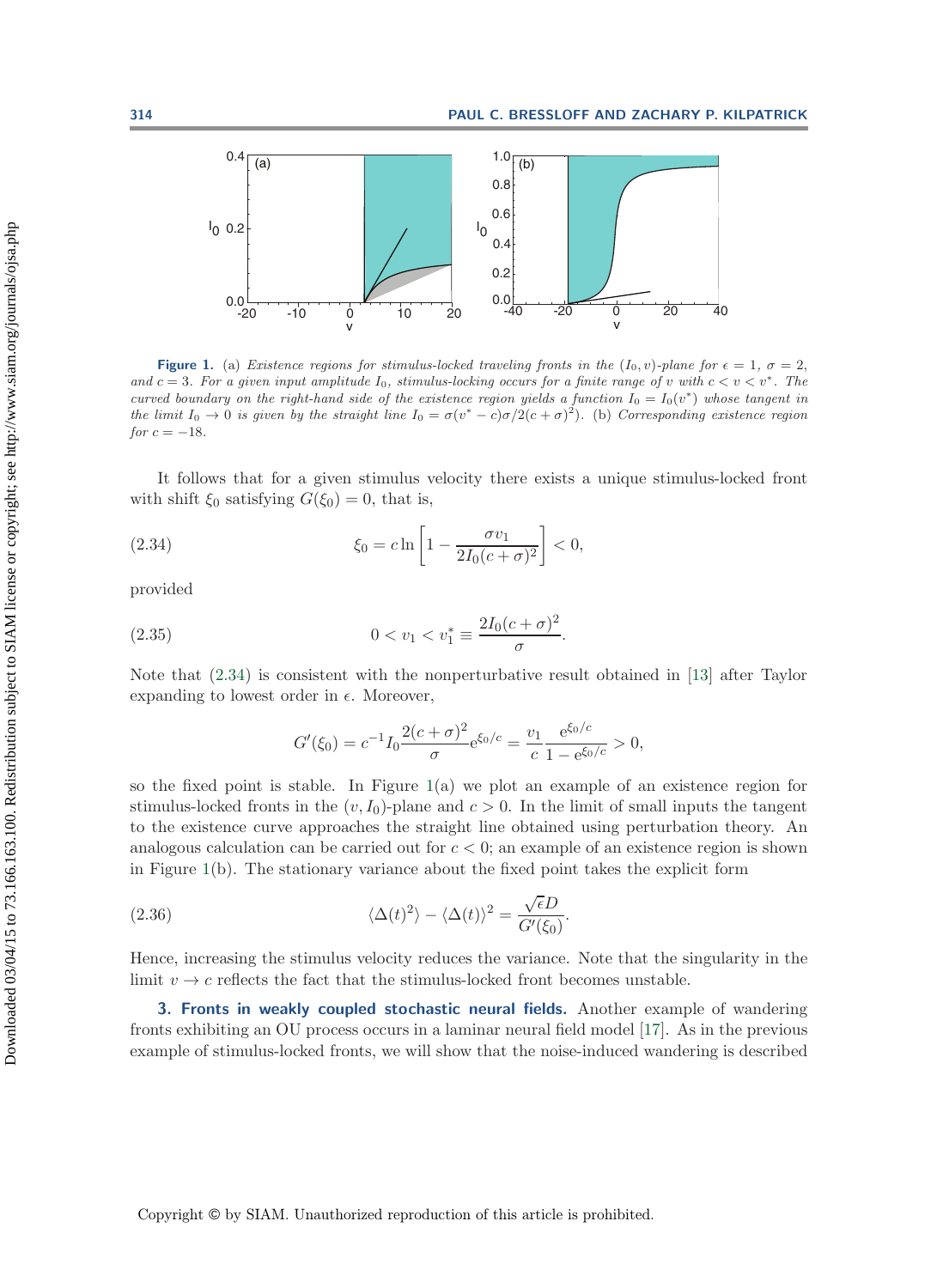**Figure 1.** (a) *Existence regions for stimulus-locked traveling fronts in the* $(I_0, v)$*-plane for* $\epsilon = 1$, $\sigma = 2$, *and* $c = 3$. *For a given input amplitude* $I_0$, *stimulus-locking occurs for a finite range of* $v$ *with* $c < v < v^*$. *The curved boundary on the right-hand side of the existence region yields a function* $I_0 = I_0(v^*)$ *whose tangent in the limit* $I_0 \to 0$ *is given by the straight line* $I_0 = \sigma(v^* - c)\sigma/2(c+\sigma)^2$. (b) *Corresponding existence region for* $c = -18$.

It follows that for a given stimulus velocity there exists a unique stimulus-locked front with shift $\xi_0$ satisfying $G(\xi_0) = 0$, that is,

$$\xi_0 = c \ln \left[ 1 - \frac{\sigma v_1}{2I_0(c+\sigma)^2} \right] < 0, \tag{2.34}$$

provided

$$0 < v_1 < v_1^* \equiv \frac{2I_0(c+\sigma)^2}{\sigma}. \tag{2.35}$$

Note that (2.34) is consistent with the nonperturbative result obtained in [13] after Taylor expanding to lowest order in $\epsilon$. Moreover,

$$G'(\xi_0) = c^{-1} I_0 \frac{2(c+\sigma)^2}{\sigma} \mathrm{e}^{\xi_0/c} = \frac{v_1}{c} \frac{\mathrm{e}^{\xi_0/c}}{1 - \mathrm{e}^{\xi_0/c}} > 0,$$

so the fixed point is stable. In Figure 1(a) we plot an example of an existence region for stimulus-locked fronts in the $(v, I_0)$-plane and $c > 0$. In the limit of small inputs the tangent to the existence curve approaches the straight line obtained using perturbation theory. An analogous calculation can be carried out for $c < 0$; an example of an existence region is shown in Figure 1(b). The stationary variance about the fixed point takes the explicit form

$$\langle \Delta(t)^2 \rangle - \langle \Delta(t) \rangle^2 = \frac{\sqrt{\epsilon} D}{G'(\xi_0)}. \tag{2.36}$$

Hence, increasing the stimulus velocity reduces the variance. Note that the singularity in the limit $v \to c$ reflects the fact that the stimulus-locked front becomes unstable.

## 3. Fronts in weakly coupled stochastic neural fields.

Another example of wandering fronts exhibiting an OU process occurs in a laminar neural field model [17]. As in the previous example of stimulus-locked fronts, we will show that the noise-induced wandering is described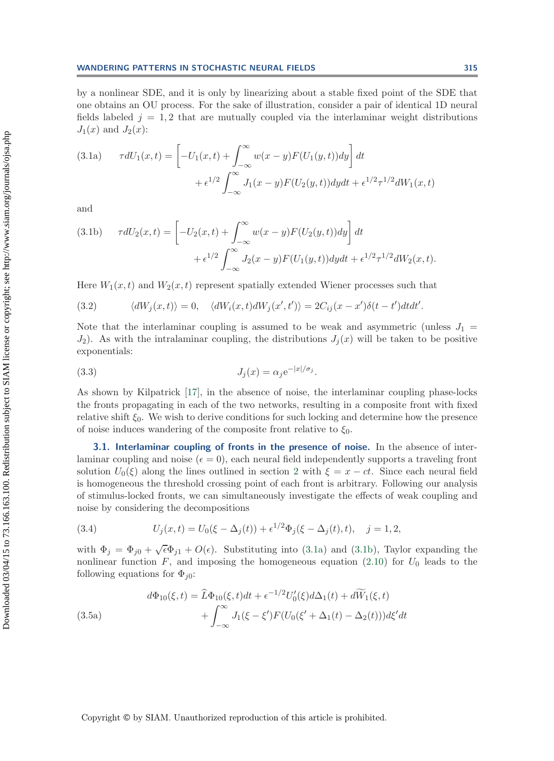by a nonlinear SDE, and it is only by linearizing about a stable fixed point of the SDE that one obtains an OU process. For the sake of illustration, consider a pair of identical 1D neural fields labeled $j = 1, 2$ that are mutually coupled via the interlaminar weight distributions $J_1(x)$ and $J_2(x)$:

$$
\tau dU_1(x,t) = \left[ -U_1(x,t) + \int_{-\infty}^{\infty} w(x-y) F(U_1(y,t)) dy \right] dt + \epsilon^{1/2} \int_{-\infty}^{\infty} J_1(x-y) F(U_2(y,t)) dy dt + \epsilon^{1/2} \tau^{1/2} dW_1(x,t) \tag{3.1a}
$$

and

$$
\tau dU_2(x,t) = \left[ -U_2(x,t) + \int_{-\infty}^{\infty} w(x-y) F(U_2(y,t)) dy \right] dt + \epsilon^{1/2} \int_{-\infty}^{\infty} J_2(x-y) F(U_1(y,t)) dy dt + \epsilon^{1/2} \tau^{1/2} dW_2(x,t). \tag{3.1b}
$$

Here $W_1(x,t)$ and $W_2(x,t)$ represent spatially extended Wiener processes such that

$$
\langle dW_j(x,t) \rangle = 0, \quad \langle dW_i(x,t) dW_j(x',t') \rangle = 2C_{ij}(x-x')\delta(t-t')dtdt'. \tag{3.2}
$$

Note that the interlaminar coupling is assumed to be weak and asymmetric (unless $J_1 = J_2$). As with the intralaminar coupling, the distributions $J_j(x)$ will be taken to be positive exponentials:

$$
J_j(x) = \alpha_j \mathrm{e}^{-|x|/\sigma_j}. \tag{3.3}
$$

As shown by Kilpatrick [17], in the absence of noise, the interlaminar coupling phase-locks the fronts propagating in each of the two networks, resulting in a composite front with fixed relative shift $\xi_0$. We wish to derive conditions for such locking and determine how the presence of noise induces wandering of the composite front relative to $\xi_0$.

### 3.1. Interlaminar coupling of fronts in the presence of noise.

In the absence of interlaminar coupling and noise ($\epsilon = 0$), each neural field independently supports a traveling front solution $U_0(\xi)$ along the lines outlined in section 2 with $\xi = x - ct$. Since each neural field is homogeneous the threshold crossing point of each front is arbitrary. Following our analysis of stimulus-locked fronts, we can simultaneously investigate the effects of weak coupling and noise by considering the decompositions

$$
U_j(x,t) = U_0(\xi - \Delta_j(t)) + \epsilon^{1/2} \Phi_j(\xi - \Delta_j(t), t), \quad j = 1, 2, \tag{3.4}
$$

with $\Phi_j = \Phi_{j0} + \sqrt{\epsilon}\Phi_{j1} + O(\epsilon)$. Substituting into (3.1a) and (3.1b), Taylor expanding the nonlinear function $F$, and imposing the homogeneous equation (2.10) for $U_0$ leads to the following equations for $\Phi_{j0}$:

$$
d\Phi_{10}(\xi,t) = \widehat{L}\Phi_{10}(\xi,t)dt + \epsilon^{-1/2} U_0'(\xi) d\Delta_1(t) + d\widetilde{W}_1(\xi,t) + \int_{-\infty}^{\infty} J_1(\xi - \xi') F(U_0(\xi' + \Delta_1(t) - \Delta_2(t))) d\xi' dt \tag{3.5a}
$$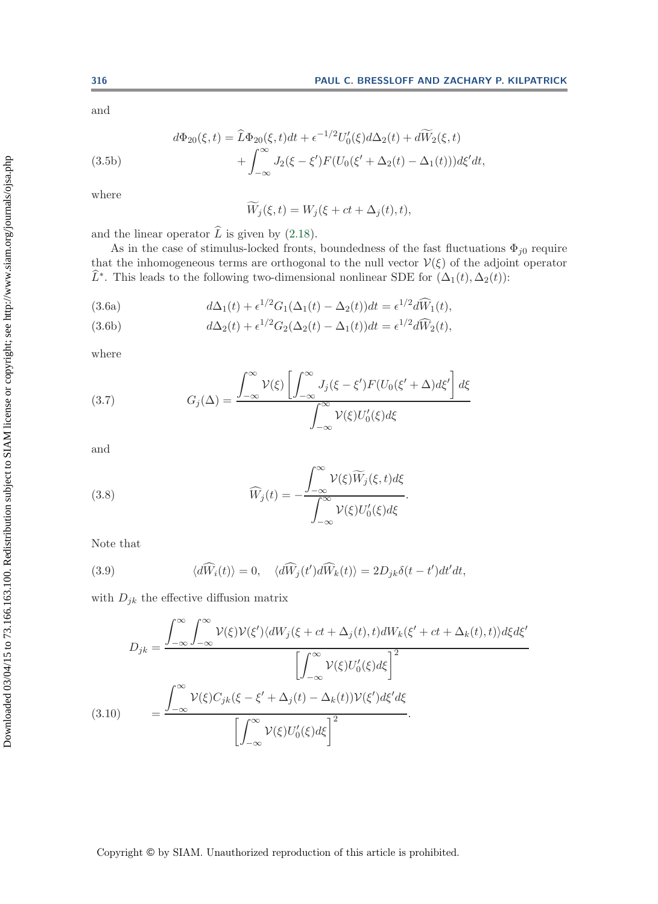and

$$
\begin{aligned}
d\Phi_{20}(\xi,t) &= \widehat{L}\Phi_{20}(\xi,t)dt + \epsilon^{-1/2}U_0'(\xi)d\Delta_2(t) + d\widetilde{W}_2(\xi,t) \\
&\quad + \int_{-\infty}^{\infty} J_2(\xi-\xi')F(U_0(\xi'+\Delta_2(t)-\Delta_1(t)))d\xi' dt,
\end{aligned} \tag{3.5b}
$$

where

$$
\widetilde{W}_j(\xi,t) = W_j(\xi + ct + \Delta_j(t), t),
$$

and the linear operator $\widehat{L}$ is given by (2.18).

As in the case of stimulus-locked fronts, boundedness of the fast fluctuations $\Phi_{j0}$ require that the inhomogeneous terms are orthogonal to the null vector $\mathcal{V}(\xi)$ of the adjoint operator $\widehat{L}^*$. This leads to the following two-dimensional nonlinear SDE for $(\Delta_1(t), \Delta_2(t))$:

$$
d\Delta_1(t) + \epsilon^{1/2}G_1(\Delta_1(t)-\Delta_2(t))dt = \epsilon^{1/2}d\widehat{W}_1(t), \tag{3.6a}
$$

$$
d\Delta_2(t) + \epsilon^{1/2}G_2(\Delta_2(t)-\Delta_1(t))dt = \epsilon^{1/2}d\widehat{W}_2(t), \tag{3.6b}
$$

where

$$
G_j(\Delta) = \frac{\displaystyle\int_{-\infty}^{\infty} \mathcal{V}(\xi)\left[\int_{-\infty}^{\infty} J_j(\xi-\xi')F(U_0(\xi'+\Delta)d\xi'\right]d\xi}{\displaystyle\int_{-\infty}^{\infty}\mathcal{V}(\xi)U_0'(\xi)d\xi} \tag{3.7}
$$

and

$$
\widehat{W}_j(t) = -\frac{\displaystyle\int_{-\infty}^{\infty}\mathcal{V}(\xi)\widetilde{W}_j(\xi,t)d\xi}{\displaystyle\int_{-\infty}^{\infty}\mathcal{V}(\xi)U_0'(\xi)d\xi}. \tag{3.8}
$$

Note that

$$
\langle d\widehat{W}_i(t)\rangle = 0, \quad \langle d\widehat{W}_j(t')d\widehat{W}_k(t)\rangle = 2D_{jk}\delta(t-t')dt'dt, \tag{3.9}
$$

with $D_{jk}$ the effective diffusion matrix

$$
\begin{aligned}
D_{jk} &= \frac{\displaystyle\int_{-\infty}^{\infty}\int_{-\infty}^{\infty}\mathcal{V}(\xi)\mathcal{V}(\xi')\langle dW_j(\xi+ct+\Delta_j(t),t)dW_k(\xi'+ct+\Delta_k(t),t)\rangle d\xi d\xi'}{\left[\displaystyle\int_{-\infty}^{\infty}\mathcal{V}(\xi)U_0'(\xi)d\xi\right]^2} \\
&= \frac{\displaystyle\int_{-\infty}^{\infty}\mathcal{V}(\xi)C_{jk}(\xi-\xi'+\Delta_j(t)-\Delta_k(t))\mathcal{V}(\xi')d\xi'd\xi}{\left[\displaystyle\int_{-\infty}^{\infty}\mathcal{V}(\xi)U_0'(\xi)d\xi\right]^2}.
\end{aligned} \tag{3.10}
$$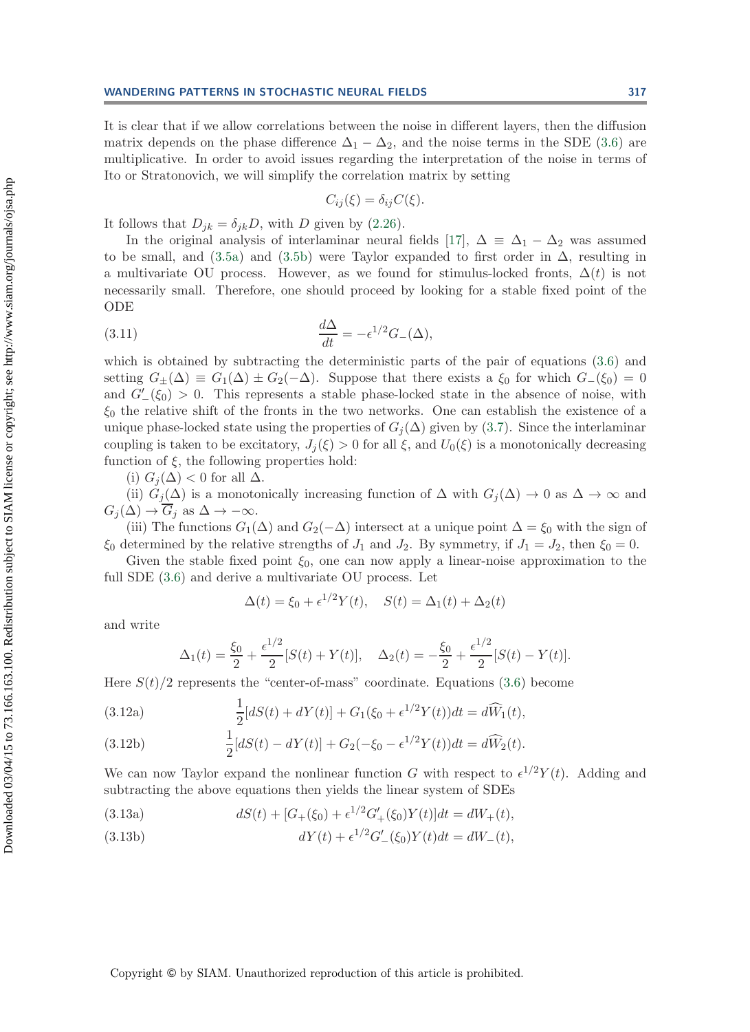It is clear that if we allow correlations between the noise in different layers, then the diffusion matrix depends on the phase difference $\Delta_1 - \Delta_2$, and the noise terms in the SDE (3.6) are multiplicative. In order to avoid issues regarding the interpretation of the noise in terms of Ito or Stratonovich, we will simplify the correlation matrix by setting

$$C_{ij}(\xi) = \delta_{ij} C(\xi).$$

It follows that $D_{jk} = \delta_{jk} D$, with $D$ given by (2.26).

In the original analysis of interlaminar neural fields [17], $\Delta \equiv \Delta_1 - \Delta_2$ was assumed to be small, and (3.5a) and (3.5b) were Taylor expanded to first order in $\Delta$, resulting in a multivariate OU process. However, as we found for stimulus-locked fronts, $\Delta(t)$ is not necessarily small. Therefore, one should proceed by looking for a stable fixed point of the ODE

$$\frac{d\Delta}{dt} = -\epsilon^{1/2} G_-(\Delta), \tag{3.11}$$

which is obtained by subtracting the deterministic parts of the pair of equations (3.6) and setting $G_\pm(\Delta) \equiv G_1(\Delta) \pm G_2(-\Delta)$. Suppose that there exists a $\xi_0$ for which $G_-(\xi_0) = 0$ and $G_-'(\xi_0) > 0$. This represents a stable phase-locked state in the absence of noise, with $\xi_0$ the relative shift of the fronts in the two networks. One can establish the existence of a unique phase-locked state using the properties of $G_j(\Delta)$ given by (3.7). Since the interlaminar coupling is taken to be excitatory, $J_j(\xi) > 0$ for all $\xi$, and $U_0(\xi)$ is a monotonically decreasing function of $\xi$, the following properties hold:

(i) $G_j(\Delta) < 0$ for all $\Delta$.

(ii) $G_j(\Delta)$ is a monotonically increasing function of $\Delta$ with $G_j(\Delta) \to 0$ as $\Delta \to \infty$ and $G_j(\Delta) \to \overline{G}_j$ as $\Delta \to -\infty$.

(iii) The functions $G_1(\Delta)$ and $G_2(-\Delta)$ intersect at a unique point $\Delta = \xi_0$ with the sign of $\xi_0$ determined by the relative strengths of $J_1$ and $J_2$. By symmetry, if $J_1 = J_2$, then $\xi_0 = 0$.

Given the stable fixed point $\xi_0$, one can now apply a linear-noise approximation to the full SDE (3.6) and derive a multivariate OU process. Let

$$\Delta(t) = \xi_0 + \epsilon^{1/2} Y(t), \quad S(t) = \Delta_1(t) + \Delta_2(t)$$

and write

$$\Delta_1(t) = \frac{\xi_0}{2} + \frac{\epsilon^{1/2}}{2}[S(t) + Y(t)], \quad \Delta_2(t) = -\frac{\xi_0}{2} + \frac{\epsilon^{1/2}}{2}[S(t) - Y(t)].$$

Here $S(t)/2$ represents the "center-of-mass" coordinate. Equations (3.6) become

$$\frac{1}{2}[dS(t) + dY(t)] + G_1(\xi_0 + \epsilon^{1/2} Y(t))dt = d\widehat{W}_1(t), \tag{3.12a}$$

$$\frac{1}{2}[dS(t) - dY(t)] + G_2(-\xi_0 - \epsilon^{1/2} Y(t))dt = d\widehat{W}_2(t). \tag{3.12b}$$

We can now Taylor expand the nonlinear function $G$ with respect to $\epsilon^{1/2} Y(t)$. Adding and subtracting the above equations then yields the linear system of SDEs

$$dS(t) + [G_+(\xi_0) + \epsilon^{1/2} G_+'(\xi_0) Y(t)]dt = dW_+(t), \tag{3.13a}$$

$$dY(t) + \epsilon^{1/2} G_-'(\xi_0) Y(t) dt = dW_-(t), \tag{3.13b}$$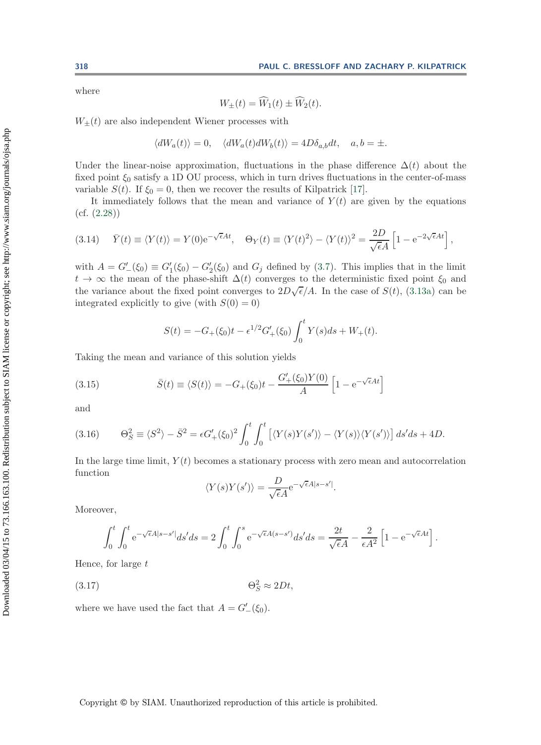where

$$W_{\pm}(t) = \widehat{W}_1(t) \pm \widehat{W}_2(t).$$

$W_{\pm}(t)$ are also independent Wiener processes with

$$\langle dW_a(t) \rangle = 0, \quad \langle dW_a(t) dW_b(t) \rangle = 4D\delta_{a,b} dt, \quad a, b = \pm.$$

Under the linear-noise approximation, fluctuations in the phase difference $\Delta(t)$ about the fixed point $\xi_0$ satisfy a 1D OU process, which in turn drives fluctuations in the center-of-mass variable $S(t)$. If $\xi_0 = 0$, then we recover the results of Kilpatrick [17].

It immediately follows that the mean and variance of $Y(t)$ are given by the equations (cf. (2.28))

$$\bar{Y}(t) \equiv \langle Y(t) \rangle = Y(0) \mathrm{e}^{-\sqrt{\epsilon} A t}, \quad \Theta_Y(t) \equiv \langle Y(t)^2 \rangle - \langle Y(t) \rangle^2 = \frac{2D}{\sqrt{\epsilon} A} \left[ 1 - \mathrm{e}^{-2\sqrt{\epsilon} A t} \right], \tag{3.14}$$

with $A = G'_{-}(\xi_0) \equiv G'_1(\xi_0) - G'_2(\xi_0)$ and $G_j$ defined by (3.7). This implies that in the limit $t \to \infty$ the mean of the phase-shift $\Delta(t)$ converges to the deterministic fixed point $\xi_0$ and the variance about the fixed point converges to $2D\sqrt{\epsilon}/A$. In the case of $S(t)$, (3.13a) can be integrated explicitly to give (with $S(0) = 0$)

$$S(t) = -G_{+}(\xi_0) t - \epsilon^{1/2} G'_{+}(\xi_0) \int_0^t Y(s) ds + W_{+}(t).$$

Taking the mean and variance of this solution yields

$$\bar{S}(t) \equiv \langle S(t) \rangle = -G_{+}(\xi_0) t - \frac{G'_{+}(\xi_0) Y(0)}{A} \left[ 1 - \mathrm{e}^{-\sqrt{\epsilon} A t} \right] \tag{3.15}$$

and

$$\Theta_S^2 \equiv \langle S^2 \rangle - \bar{S}^2 = \epsilon G'_{+}(\xi_0)^2 \int_0^t \int_0^t \left[ \langle Y(s) Y(s') \rangle - \langle Y(s) \rangle \langle Y(s') \rangle \right] ds' ds + 4D. \tag{3.16}$$

In the large time limit, $Y(t)$ becomes a stationary process with zero mean and autocorrelation function

$$\langle Y(s) Y(s') \rangle = \frac{D}{\sqrt{\epsilon} A} \mathrm{e}^{-\sqrt{\epsilon} A |s - s'|}.$$

Moreover,

$$\int_0^t \int_0^t \mathrm{e}^{-\sqrt{\epsilon} A |s - s'|} ds' ds = 2 \int_0^t \int_0^s \mathrm{e}^{-\sqrt{\epsilon} A (s - s')} ds' ds = \frac{2t}{\sqrt{\epsilon} A} - \frac{2}{\epsilon A^2} \left[ 1 - \mathrm{e}^{-\sqrt{\epsilon} A t} \right].$$

Hence, for large $t$

$$\Theta_S^2 \approx 2Dt, \tag{3.17}$$

where we have used the fact that $A = G'_{-}(\xi_0)$.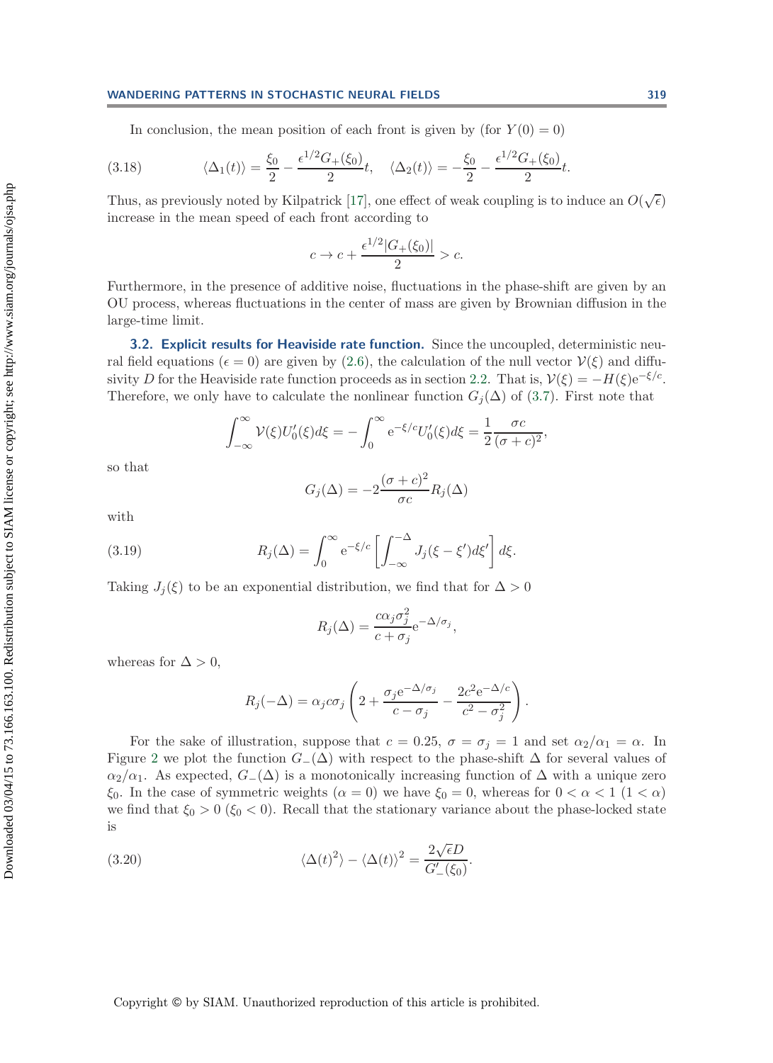In conclusion, the mean position of each front is given by (for $Y(0) = 0$)

$$\langle \Delta_1(t) \rangle = \frac{\xi_0}{2} - \frac{\epsilon^{1/2} G_+(\xi_0)}{2} t, \quad \langle \Delta_2(t) \rangle = -\frac{\xi_0}{2} - \frac{\epsilon^{1/2} G_+(\xi_0)}{2} t. \tag{3.18}$$

Thus, as previously noted by Kilpatrick [17], one effect of weak coupling is to induce an $O(\sqrt{\epsilon})$ increase in the mean speed of each front according to

$$c \to c + \frac{\epsilon^{1/2} |G_+(\xi_0)|}{2} > c.$$

Furthermore, in the presence of additive noise, fluctuations in the phase-shift are given by an OU process, whereas fluctuations in the center of mass are given by Brownian diffusion in the large-time limit.

### 3.2. Explicit results for Heaviside rate function.

Since the uncoupled, deterministic neural field equations ($\epsilon = 0$) are given by (2.6), the calculation of the null vector $\mathcal{V}(\xi)$ and diffusivity $D$ for the Heaviside rate function proceeds as in section 2.2. That is, $\mathcal{V}(\xi) = -H(\xi)e^{-\xi/c}$. Therefore, we only have to calculate the nonlinear function $G_j(\Delta)$ of (3.7). First note that

$$\int_{-\infty}^{\infty} \mathcal{V}(\xi) U_0'(\xi) d\xi = -\int_0^{\infty} e^{-\xi/c} U_0'(\xi) d\xi = \frac{1}{2} \frac{\sigma c}{(\sigma + c)^2},$$

so that

$$G_j(\Delta) = -2 \frac{(\sigma + c)^2}{\sigma c} R_j(\Delta)$$

with

$$R_j(\Delta) = \int_0^{\infty} e^{-\xi/c} \left[ \int_{-\infty}^{-\Delta} J_j(\xi - \xi') d\xi' \right] d\xi. \tag{3.19}$$

Taking $J_j(\xi)$ to be an exponential distribution, we find that for $\Delta > 0$

$$R_j(\Delta) = \frac{c \alpha_j \sigma_j^2}{c + \sigma_j} e^{-\Delta/\sigma_j},$$

whereas for $\Delta > 0$,

$$R_j(-\Delta) = \alpha_j c \sigma_j \left( 2 + \frac{\sigma_j e^{-\Delta/\sigma_j}}{c - \sigma_j} - \frac{2c^2 e^{-\Delta/c}}{c^2 - \sigma_j^2} \right).$$

For the sake of illustration, suppose that $c = 0.25$, $\sigma = \sigma_j = 1$ and set $\alpha_2/\alpha_1 = \alpha$. In Figure 2 we plot the function $G_-(\Delta)$ with respect to the phase-shift $\Delta$ for several values of $\alpha_2/\alpha_1$. As expected, $G_-(\Delta)$ is a monotonically increasing function of $\Delta$ with a unique zero $\xi_0$. In the case of symmetric weights ($\alpha = 0$) we have $\xi_0 = 0$, whereas for $0 < \alpha < 1$ ($1 < \alpha$) we find that $\xi_0 > 0$ ($\xi_0 < 0$). Recall that the stationary variance about the phase-locked state is

$$\langle \Delta(t)^2 \rangle - \langle \Delta(t) \rangle^2 = \frac{2\sqrt{\epsilon} D}{G_-'(\xi_0)}. \tag{3.20}$$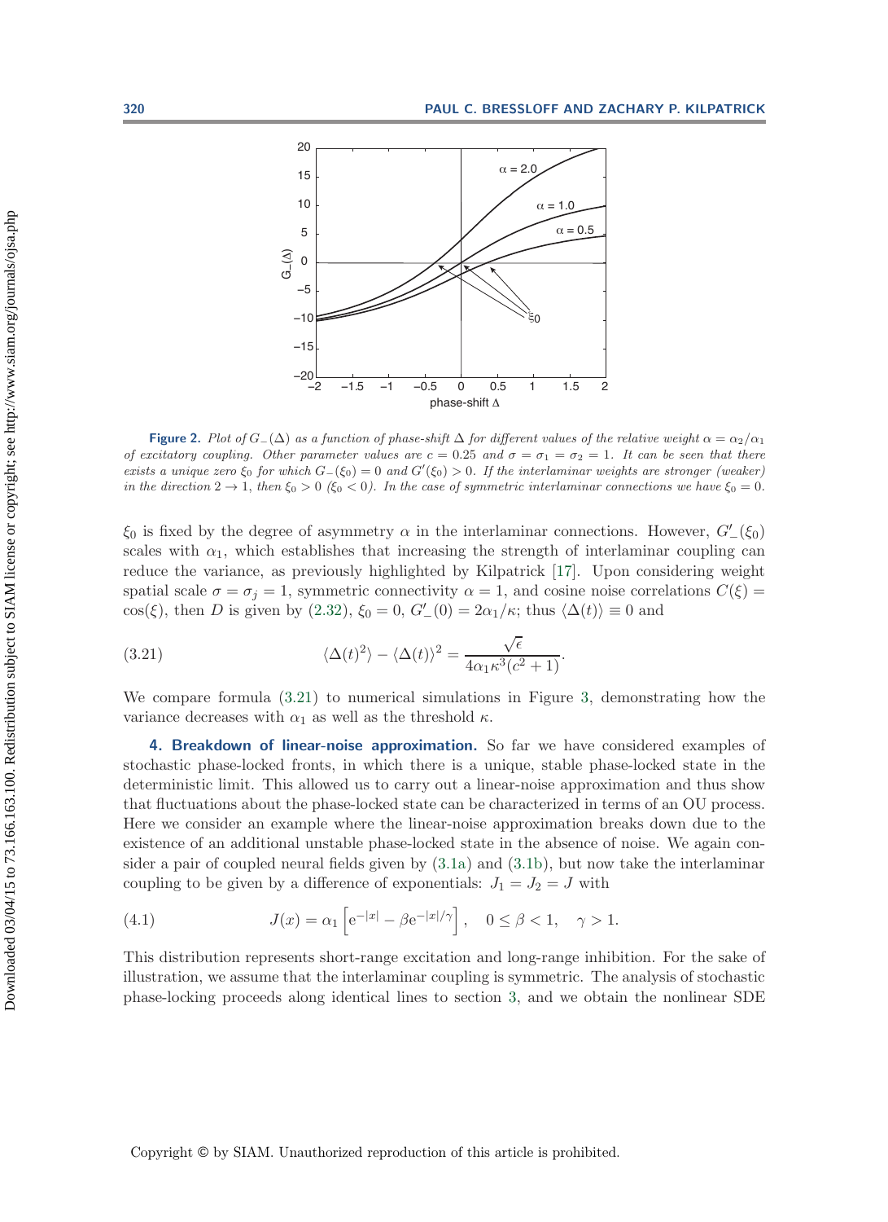**Figure 2.** *Plot of $G_-(\Delta)$ as a function of phase-shift $\Delta$ for different values of the relative weight $\alpha = \alpha_2/\alpha_1$ of excitatory coupling. Other parameter values are $c = 0.25$ and $\sigma = \sigma_1 = \sigma_2 = 1$. It can be seen that there exists a unique zero $\xi_0$ for which $G_-(\xi_0) = 0$ and $G'(\xi_0) > 0$. If the interlaminar weights are stronger (weaker) in the direction $2 \to 1$, then $\xi_0 > 0$ ($\xi_0 < 0$). In the case of symmetric interlaminar connections we have $\xi_0 = 0$.*

$\xi_0$ is fixed by the degree of asymmetry $\alpha$ in the interlaminar connections. However, $G'_-(\xi_0)$ scales with $\alpha_1$, which establishes that increasing the strength of interlaminar coupling can reduce the variance, as previously highlighted by Kilpatrick [17]. Upon considering weight spatial scale $\sigma = \sigma_j = 1$, symmetric connectivity $\alpha = 1$, and cosine noise correlations $C(\xi) = \cos(\xi)$, then $D$ is given by (2.32), $\xi_0 = 0$, $G'_-(0) = 2\alpha_1/\kappa$; thus $\langle \Delta(t) \rangle \equiv 0$ and

$$\langle \Delta(t)^2 \rangle - \langle \Delta(t) \rangle^2 = \frac{\sqrt{\epsilon}}{4\alpha_1 \kappa^3 (c^2 + 1)}. \tag{3.21}$$

We compare formula (3.21) to numerical simulations in Figure 3, demonstrating how the variance decreases with $\alpha_1$ as well as the threshold $\kappa$.

## 4. Breakdown of linear-noise approximation.

So far we have considered examples of stochastic phase-locked fronts, in which there is a unique, stable phase-locked state in the deterministic limit. This allowed us to carry out a linear-noise approximation and thus show that fluctuations about the phase-locked state can be characterized in terms of an OU process. Here we consider an example where the linear-noise approximation breaks down due to the existence of an additional unstable phase-locked state in the absence of noise. We again consider a pair of coupled neural fields given by (3.1a) and (3.1b), but now take the interlaminar coupling to be given by a difference of exponentials: $J_1 = J_2 = J$ with

$$J(x) = \alpha_1 \left[ \mathrm{e}^{-|x|} - \beta \mathrm{e}^{-|x|/\gamma} \right], \quad 0 \leq \beta < 1, \quad \gamma > 1. \tag{4.1}$$

This distribution represents short-range excitation and long-range inhibition. For the sake of illustration, we assume that the interlaminar coupling is symmetric. The analysis of stochastic phase-locking proceeds along identical lines to section 3, and we obtain the nonlinear SDE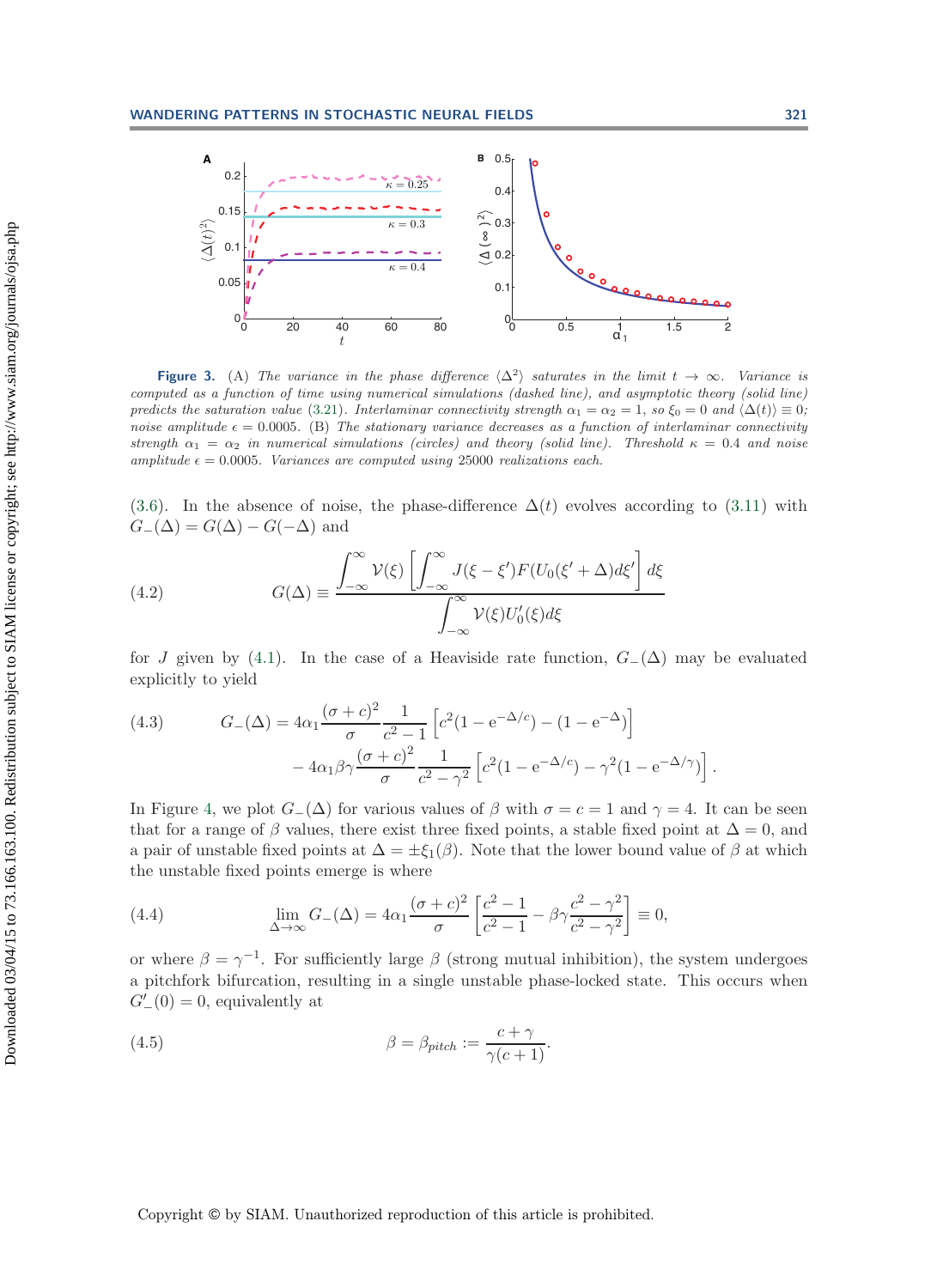**Figure 3.** (A) *The variance in the phase difference* $\langle \Delta^2 \rangle$ *saturates in the limit* $t \to \infty$. *Variance is computed as a function of time using numerical simulations (dashed line), and asymptotic theory (solid line) predicts the saturation value* (3.21). *Interlaminar connectivity strength* $\alpha_1 = \alpha_2 = 1$, *so* $\xi_0 = 0$ *and* $\langle \Delta(t) \rangle \equiv 0$; *noise amplitude* $\epsilon = 0.0005$. (B) *The stationary variance decreases as a function of interlaminar connectivity strength* $\alpha_1 = \alpha_2$ *in numerical simulations (circles) and theory (solid line). Threshold* $\kappa = 0.4$ *and noise amplitude* $\epsilon = 0.0005$. *Variances are computed using 25000 realizations each.*

(3.6). In the absence of noise, the phase-difference $\Delta(t)$ evolves according to (3.11) with $G_-(\Delta) = G(\Delta) - G(-\Delta)$ and

$$G(\Delta) \equiv \frac{\displaystyle\int_{-\infty}^{\infty} \mathcal{V}(\xi) \left[ \int_{-\infty}^{\infty} J(\xi - \xi') F(U_0(\xi' + \Delta) d\xi' \right] d\xi}{\displaystyle\int_{-\infty}^{\infty} \mathcal{V}(\xi) U_0'(\xi) d\xi} \tag{4.2}$$

for $J$ given by (4.1). In the case of a Heaviside rate function, $G_-(\Delta)$ may be evaluated explicitly to yield

$$\begin{aligned} G_-(\Delta) = {} & 4\alpha_1 \frac{(\sigma + c)^2}{\sigma} \frac{1}{c^2 - 1} \left[ c^2 (1 - \mathrm{e}^{-\Delta/c}) - (1 - \mathrm{e}^{-\Delta}) \right] \\ & - 4\alpha_1 \beta \gamma \frac{(\sigma + c)^2}{\sigma} \frac{1}{c^2 - \gamma^2} \left[ c^2 (1 - \mathrm{e}^{-\Delta/c}) - \gamma^2 (1 - \mathrm{e}^{-\Delta/\gamma}) \right]. \end{aligned} \tag{4.3}$$

In Figure 4, we plot $G_-(\Delta)$ for various values of $\beta$ with $\sigma = c = 1$ and $\gamma = 4$. It can be seen that for a range of $\beta$ values, there exist three fixed points, a stable fixed point at $\Delta = 0$, and a pair of unstable fixed points at $\Delta = \pm \xi_1(\beta)$. Note that the lower bound value of $\beta$ at which the unstable fixed points emerge is where

$$\lim_{\Delta \to \infty} G_-(\Delta) = 4\alpha_1 \frac{(\sigma + c)^2}{\sigma} \left[ \frac{c^2 - 1}{c^2 - 1} - \beta \gamma \frac{c^2 - \gamma^2}{c^2 - \gamma^2} \right] \equiv 0, \tag{4.4}$$

or where $\beta = \gamma^{-1}$. For sufficiently large $\beta$ (strong mutual inhibition), the system undergoes a pitchfork bifurcation, resulting in a single unstable phase-locked state. This occurs when $G_-'(0) = 0$, equivalently at

$$\beta = \beta_{pitch} := \frac{c + \gamma}{\gamma(c + 1)}. \tag{4.5}$$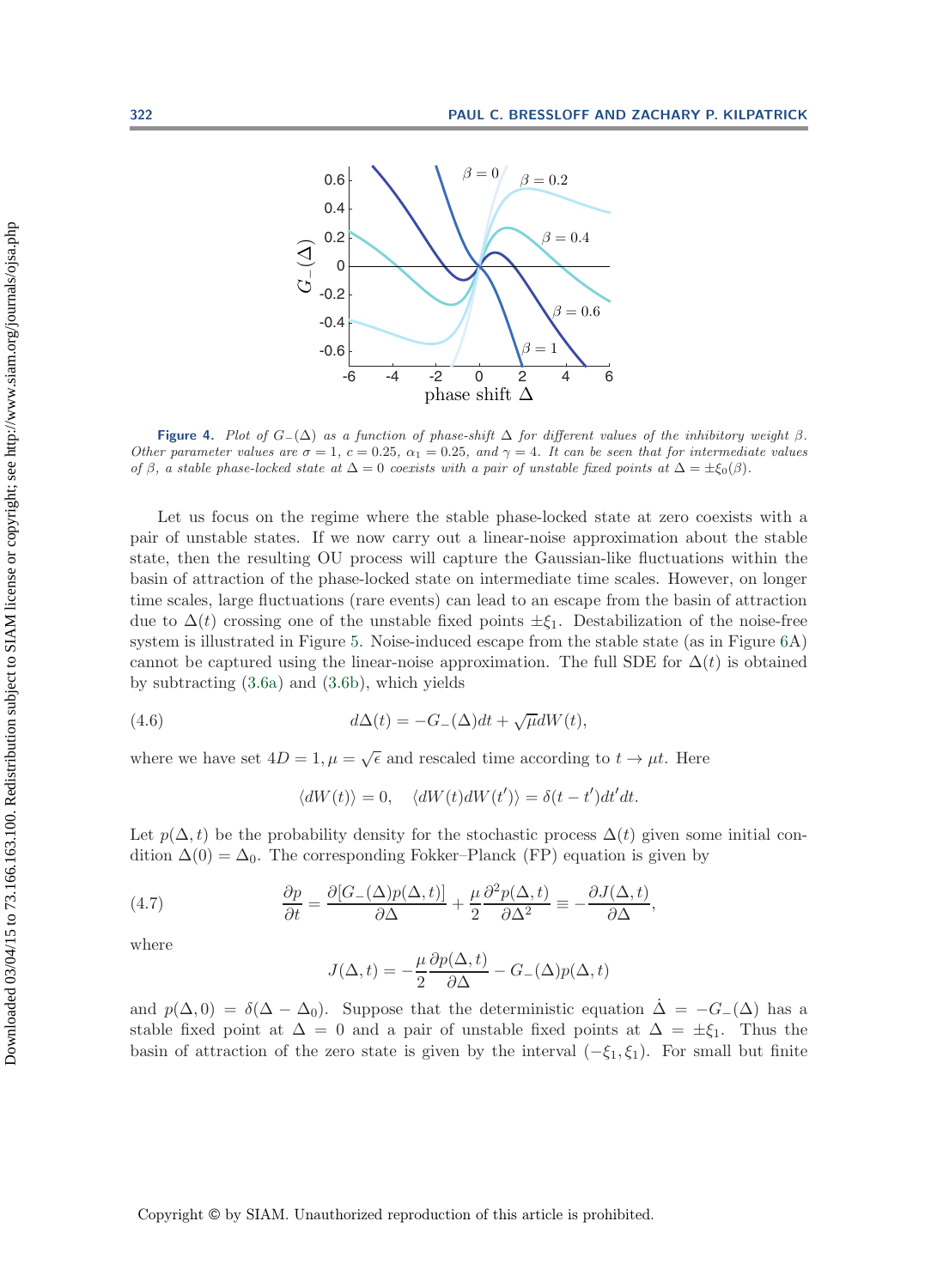**Figure 4.** *Plot of $G_-(\Delta)$ as a function of phase-shift $\Delta$ for different values of the inhibitory weight $\beta$. Other parameter values are $\sigma = 1$, $c = 0.25$, $\alpha_1 = 0.25$, and $\gamma = 4$. It can be seen that for intermediate values of $\beta$, a stable phase-locked state at $\Delta = 0$ coexists with a pair of unstable fixed points at $\Delta = \pm\xi_0(\beta)$.*

Let us focus on the regime where the stable phase-locked state at zero coexists with a pair of unstable states. If we now carry out a linear-noise approximation about the stable state, then the resulting OU process will capture the Gaussian-like fluctuations within the basin of attraction of the phase-locked state on intermediate time scales. However, on longer time scales, large fluctuations (rare events) can lead to an escape from the basin of attraction due to $\Delta(t)$ crossing one of the unstable fixed points $\pm\xi_1$. Destabilization of the noise-free system is illustrated in Figure 5. Noise-induced escape from the stable state (as in Figure 6A) cannot be captured using the linear-noise approximation. The full SDE for $\Delta(t)$ is obtained by subtracting (3.6a) and (3.6b), which yields

$$d\Delta(t) = -G_-(\Delta)dt + \sqrt{\mu}dW(t), \tag{4.6}$$

where we have set $4D = 1, \mu = \sqrt{\epsilon}$ and rescaled time according to $t \to \mu t$. Here

$$\langle dW(t) \rangle = 0, \quad \langle dW(t)dW(t') \rangle = \delta(t - t')dt'dt.$$

Let $p(\Delta, t)$ be the probability density for the stochastic process $\Delta(t)$ given some initial condition $\Delta(0) = \Delta_0$. The corresponding Fokker–Planck (FP) equation is given by

$$\frac{\partial p}{\partial t} = \frac{\partial [G_-(\Delta)p(\Delta, t)]}{\partial \Delta} + \frac{\mu}{2}\frac{\partial^2 p(\Delta, t)}{\partial \Delta^2} \equiv -\frac{\partial J(\Delta, t)}{\partial \Delta}, \tag{4.7}$$

where

$$J(\Delta, t) = -\frac{\mu}{2}\frac{\partial p(\Delta, t)}{\partial \Delta} - G_-(\Delta)p(\Delta, t)$$

and $p(\Delta, 0) = \delta(\Delta - \Delta_0)$. Suppose that the deterministic equation $\dot{\Delta} = -G_-(\Delta)$ has a stable fixed point at $\Delta = 0$ and a pair of unstable fixed points at $\Delta = \pm\xi_1$. Thus the basin of attraction of the zero state is given by the interval $(-\xi_1, \xi_1)$. For small but finite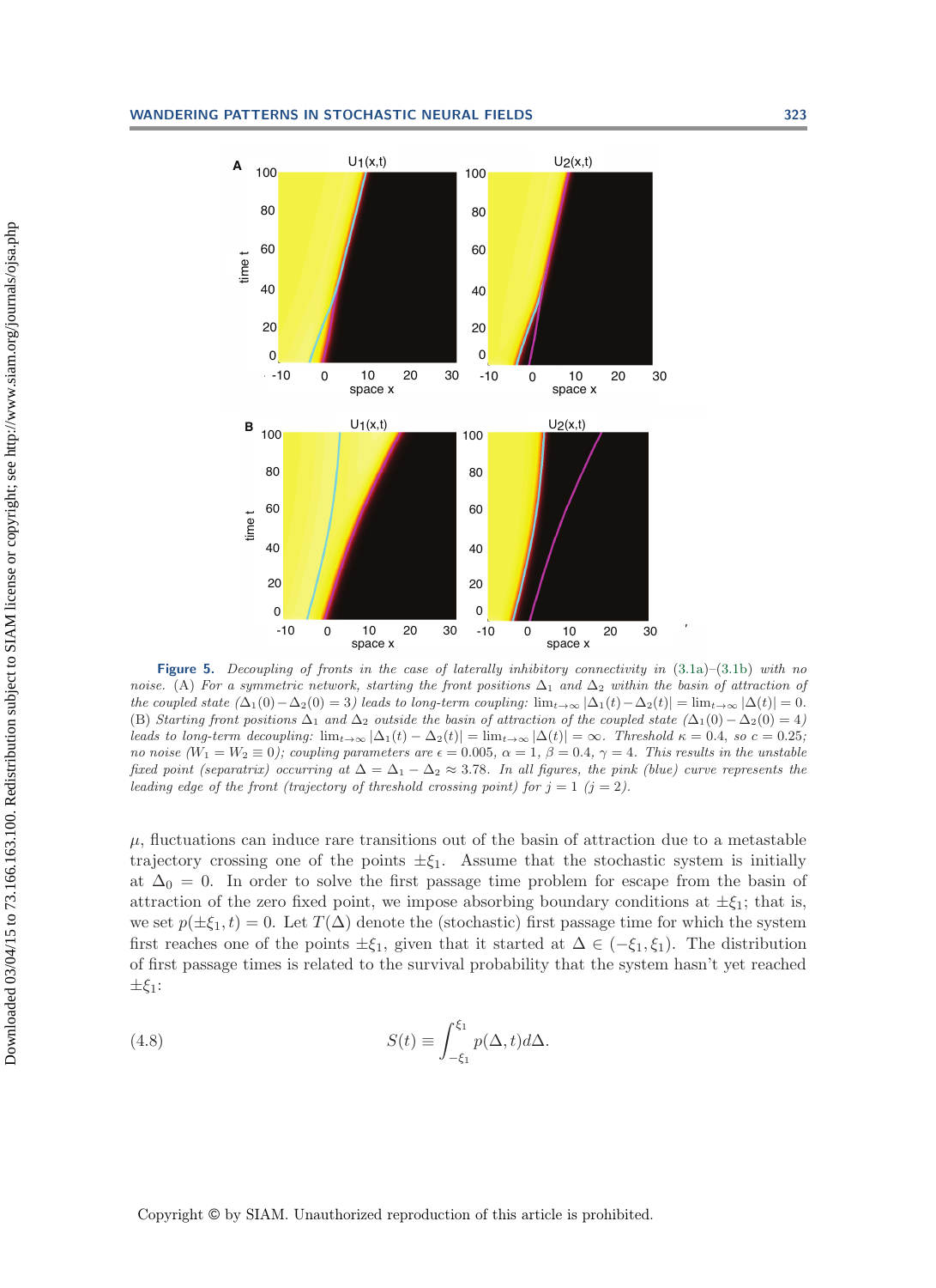**Figure 5.** *Decoupling of fronts in the case of laterally inhibitory connectivity in (3.1a)–(3.1b) with no noise.* (A) *For a symmetric network, starting the front positions* $\Delta_1$ *and* $\Delta_2$ *within the basin of attraction of the coupled state* ($\Delta_1(0) - \Delta_2(0) = 3$) *leads to long-term coupling:* $\lim_{t\to\infty} |\Delta_1(t) - \Delta_2(t)| = \lim_{t\to\infty} |\Delta(t)| = 0$. (B) *Starting front positions* $\Delta_1$ *and* $\Delta_2$ *outside the basin of attraction of the coupled state* ($\Delta_1(0) - \Delta_2(0) = 4$) *leads to long-term decoupling:* $\lim_{t\to\infty} |\Delta_1(t) - \Delta_2(t)| = \lim_{t\to\infty} |\Delta(t)| = \infty$. *Threshold* $\kappa = 0.4$, *so* $c = 0.25$; *no noise* ($W_1 = W_2 \equiv 0$); *coupling parameters are* $\epsilon = 0.005$, $\alpha = 1$, $\beta = 0.4$, $\gamma = 4$. *This results in the unstable fixed point (separatrix) occurring at* $\Delta = \Delta_1 - \Delta_2 \approx 3.78$. *In all figures, the pink (blue) curve represents the leading edge of the front (trajectory of threshold crossing point) for* $j = 1$ ($j = 2$).

$\mu$, fluctuations can induce rare transitions out of the basin of attraction due to a metastable trajectory crossing one of the points $\pm\xi_1$. Assume that the stochastic system is initially at $\Delta_0 = 0$. In order to solve the first passage time problem for escape from the basin of attraction of the zero fixed point, we impose absorbing boundary conditions at $\pm\xi_1$; that is, we set $p(\pm\xi_1, t) = 0$. Let $T(\Delta)$ denote the (stochastic) first passage time for which the system first reaches one of the points $\pm\xi_1$, given that it started at $\Delta \in (-\xi_1, \xi_1)$. The distribution of first passage times is related to the survival probability that the system hasn't yet reached $\pm\xi_1$:

$$S(t) \equiv \int_{-\xi_1}^{\xi_1} p(\Delta, t) d\Delta. \tag{4.8}$$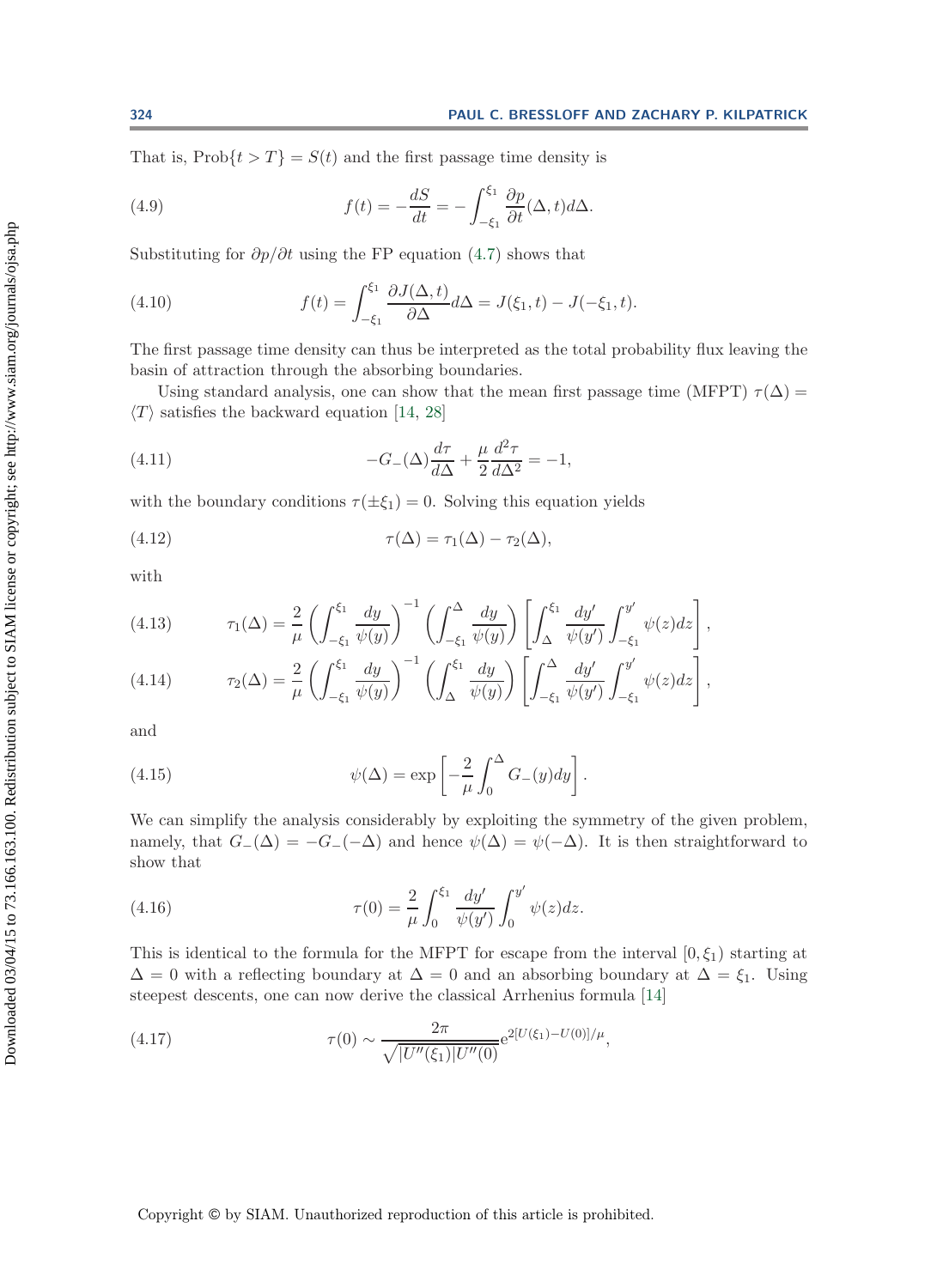That is, $\text{Prob}\{t > T\} = S(t)$ and the first passage time density is

$$f(t) = -\frac{dS}{dt} = -\int_{-\xi_1}^{\xi_1} \frac{\partial p}{\partial t}(\Delta, t) d\Delta. \tag{4.9}$$

Substituting for $\partial p/\partial t$ using the FP equation (4.7) shows that

$$f(t) = \int_{-\xi_1}^{\xi_1} \frac{\partial J(\Delta, t)}{\partial \Delta} d\Delta = J(\xi_1, t) - J(-\xi_1, t). \tag{4.10}$$

The first passage time density can thus be interpreted as the total probability flux leaving the basin of attraction through the absorbing boundaries.

Using standard analysis, one can show that the mean first passage time (MFPT) $\tau(\Delta) = \langle T \rangle$ satisfies the backward equation [14, 28]

$$-G_-(\Delta)\frac{d\tau}{d\Delta} + \frac{\mu}{2}\frac{d^2\tau}{d\Delta^2} = -1, \tag{4.11}$$

with the boundary conditions $\tau(\pm\xi_1) = 0$. Solving this equation yields

$$\tau(\Delta) = \tau_1(\Delta) - \tau_2(\Delta), \tag{4.12}$$

with

$$\tau_1(\Delta) = \frac{2}{\mu}\left(\int_{-\xi_1}^{\xi_1} \frac{dy}{\psi(y)}\right)^{-1} \left(\int_{-\xi_1}^{\Delta} \frac{dy}{\psi(y)}\right) \left[\int_{\Delta}^{\xi_1} \frac{dy'}{\psi(y')} \int_{-\xi_1}^{y'} \psi(z)dz\right], \tag{4.13}$$

$$\tau_2(\Delta) = \frac{2}{\mu}\left(\int_{-\xi_1}^{\xi_1} \frac{dy}{\psi(y)}\right)^{-1} \left(\int_{\Delta}^{\xi_1} \frac{dy}{\psi(y)}\right) \left[\int_{-\xi_1}^{\Delta} \frac{dy'}{\psi(y')} \int_{-\xi_1}^{y'} \psi(z)dz\right], \tag{4.14}$$

and

$$\psi(\Delta) = \exp\left[-\frac{2}{\mu}\int_0^{\Delta} G_-(y)dy\right]. \tag{4.15}$$

We can simplify the analysis considerably by exploiting the symmetry of the given problem, namely, that $G_-(\Delta) = -G_-(-\Delta)$ and hence $\psi(\Delta) = \psi(-\Delta)$. It is then straightforward to show that

$$\tau(0) = \frac{2}{\mu}\int_0^{\xi_1} \frac{dy'}{\psi(y')} \int_0^{y'} \psi(z)dz. \tag{4.16}$$

This is identical to the formula for the MFPT for escape from the interval $[0, \xi_1)$ starting at $\Delta = 0$ with a reflecting boundary at $\Delta = 0$ and an absorbing boundary at $\Delta = \xi_1$. Using steepest descents, one can now derive the classical Arrhenius formula [14]

$$\tau(0) \sim \frac{2\pi}{\sqrt{|U''(\xi_1)|U''(0)}} e^{2[U(\xi_1) - U(0)]/\mu}, \tag{4.17}$$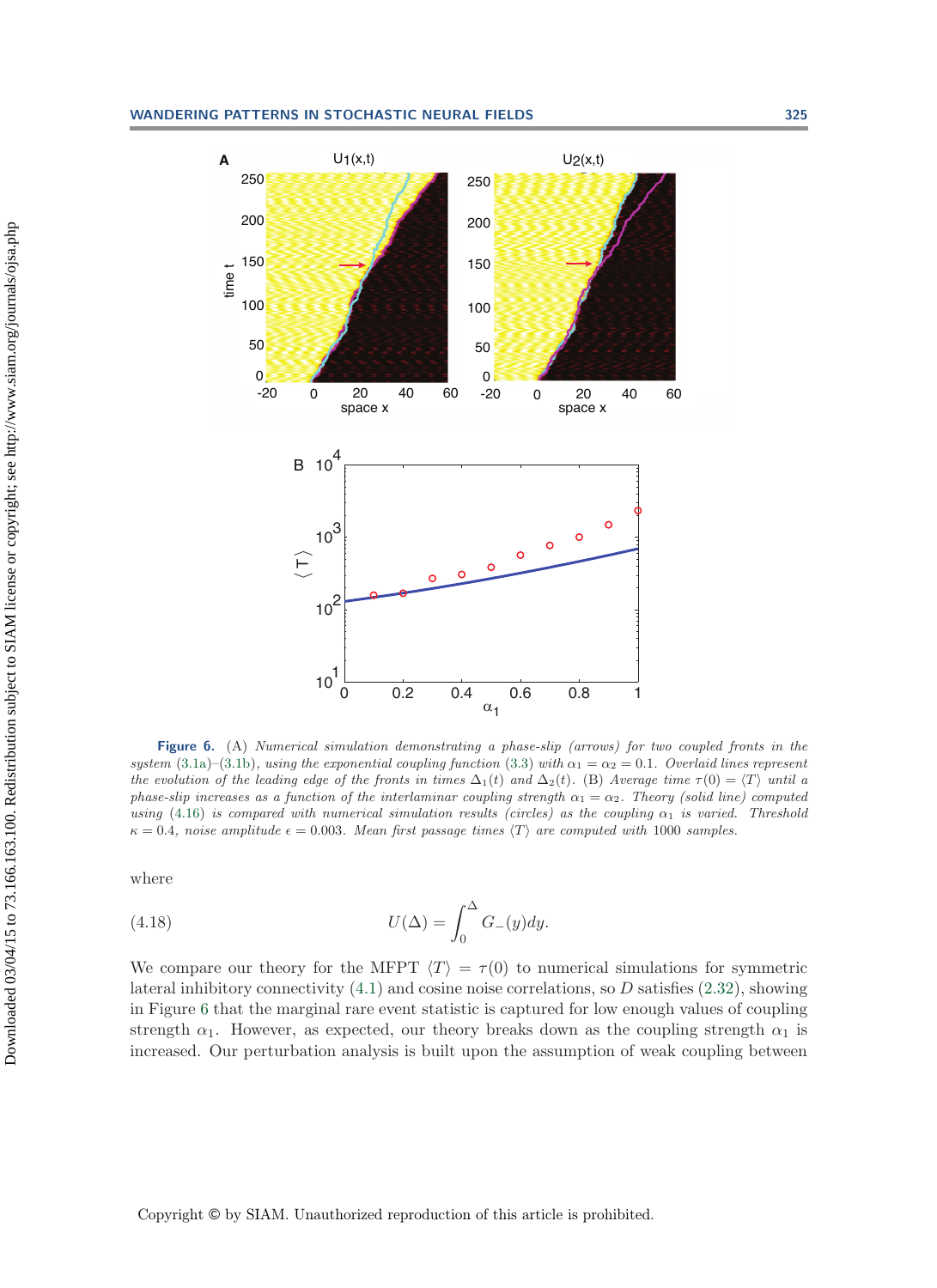**Figure 6.** (A) *Numerical simulation demonstrating a phase-slip (arrows) for two coupled fronts in the system* (3.1a)–(3.1b)*, using the exponential coupling function* (3.3) *with* $\alpha_1 = \alpha_2 = 0.1$*. Overlaid lines represent the evolution of the leading edge of the fronts in times* $\Delta_1(t)$ *and* $\Delta_2(t)$*.* (B) *Average time* $\tau(0) = \langle T \rangle$ *until a phase-slip increases as a function of the interlaminar coupling strength* $\alpha_1 = \alpha_2$*. Theory (solid line) computed using* (4.16) *is compared with numerical simulation results (circles) as the coupling* $\alpha_1$ *is varied. Threshold* $\kappa = 0.4$*, noise amplitude* $\epsilon = 0.003$*. Mean first passage times* $\langle T \rangle$ *are computed with* 1000 *samples.*

where

$$U(\Delta) = \int_0^{\Delta} G_-(y)dy. \tag{4.18}$$

We compare our theory for the MFPT $\langle T \rangle = \tau(0)$ to numerical simulations for symmetric lateral inhibitory connectivity (4.1) and cosine noise correlations, so $D$ satisfies (2.32), showing in Figure 6 that the marginal rare event statistic is captured for low enough values of coupling strength $\alpha_1$. However, as expected, our theory breaks down as the coupling strength $\alpha_1$ is increased. Our perturbation analysis is built upon the assumption of weak coupling between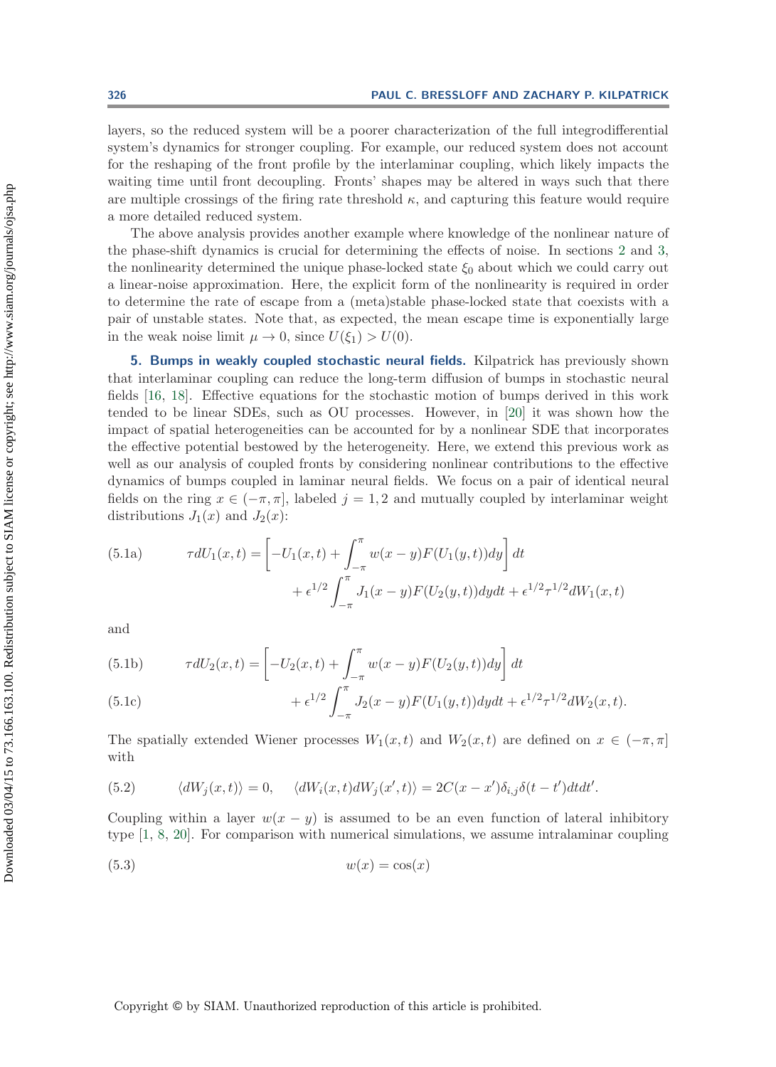layers, so the reduced system will be a poorer characterization of the full integrodifferential system's dynamics for stronger coupling. For example, our reduced system does not account for the reshaping of the front profile by the interlaminar coupling, which likely impacts the waiting time until front decoupling. Fronts' shapes may be altered in ways such that there are multiple crossings of the firing rate threshold $\kappa$, and capturing this feature would require a more detailed reduced system.

The above analysis provides another example where knowledge of the nonlinear nature of the phase-shift dynamics is crucial for determining the effects of noise. In sections 2 and 3, the nonlinearity determined the unique phase-locked state $\xi_0$ about which we could carry out a linear-noise approximation. Here, the explicit form of the nonlinearity is required in order to determine the rate of escape from a (meta)stable phase-locked state that coexists with a pair of unstable states. Note that, as expected, the mean escape time is exponentially large in the weak noise limit $\mu \to 0$, since $U(\xi_1) > U(0)$.

## 5. Bumps in weakly coupled stochastic neural fields.

Kilpatrick has previously shown that interlaminar coupling can reduce the long-term diffusion of bumps in stochastic neural fields [16, 18]. Effective equations for the stochastic motion of bumps derived in this work tended to be linear SDEs, such as OU processes. However, in [20] it was shown how the impact of spatial heterogeneities can be accounted for by a nonlinear SDE that incorporates the effective potential bestowed by the heterogeneity. Here, we extend this previous work as well as our analysis of coupled fronts by considering nonlinear contributions to the effective dynamics of bumps coupled in laminar neural fields. We focus on a pair of identical neural fields on the ring $x \in (-\pi, \pi]$, labeled $j = 1, 2$ and mutually coupled by interlaminar weight distributions $J_1(x)$ and $J_2(x)$:

$$
\begin{aligned}
\text{(5.1a)} \qquad \tau dU_1(x,t) &= \left[ -U_1(x,t) + \int_{-\pi}^{\pi} w(x-y) F(U_1(y,t)) dy \right] dt \\
&\quad + \epsilon^{1/2} \int_{-\pi}^{\pi} J_1(x-y) F(U_2(y,t)) dy dt + \epsilon^{1/2} \tau^{1/2} dW_1(x,t)
\end{aligned}
$$

and

$$
\text{(5.1b)} \qquad \tau dU_2(x,t) = \left[ -U_2(x,t) + \int_{-\pi}^{\pi} w(x-y) F(U_2(y,t)) dy \right] dt
$$

$$
\text{(5.1c)} \qquad \qquad + \epsilon^{1/2} \int_{-\pi}^{\pi} J_2(x-y) F(U_1(y,t)) dy dt + \epsilon^{1/2} \tau^{1/2} dW_2(x,t).
$$

The spatially extended Wiener processes $W_1(x,t)$ and $W_2(x,t)$ are defined on $x \in (-\pi, \pi]$ with

$$
\text{(5.2)} \qquad \langle dW_j(x,t) \rangle = 0, \qquad \langle dW_i(x,t) dW_j(x',t) \rangle = 2C(x-x') \delta_{i,j} \delta(t-t') dt dt'.
$$

Coupling within a layer $w(x-y)$ is assumed to be an even function of lateral inhibitory type [1, 8, 20]. For comparison with numerical simulations, we assume intralaminar coupling

$$
\text{(5.3)} \qquad w(x) = \cos(x)
$$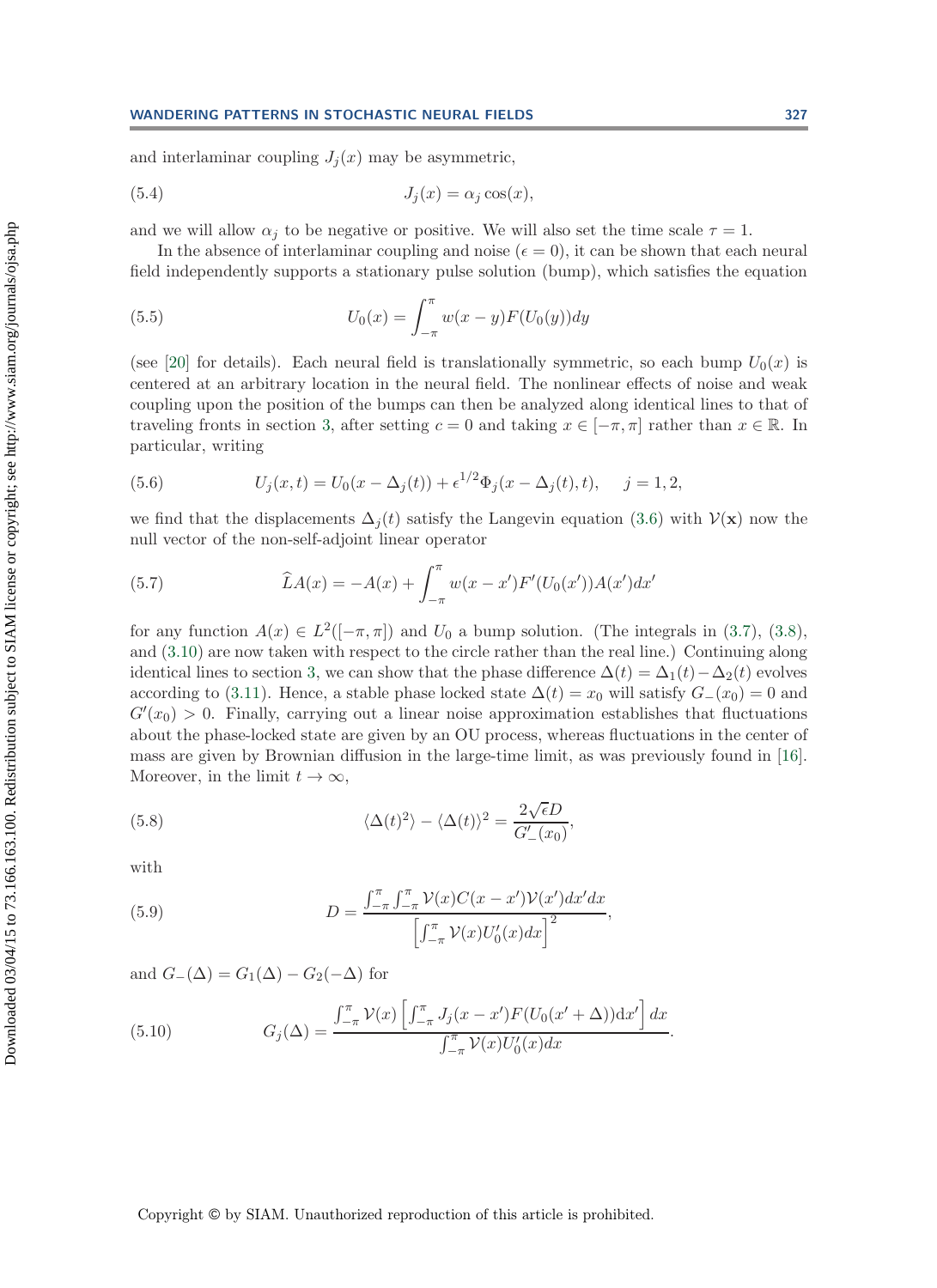and interlaminar coupling $J_j(x)$ may be asymmetric,

$$J_j(x) = \alpha_j \cos(x), \tag{5.4}$$

and we will allow $\alpha_j$ to be negative or positive. We will also set the time scale $\tau = 1$.

In the absence of interlaminar coupling and noise ($\epsilon = 0$), it can be shown that each neural field independently supports a stationary pulse solution (bump), which satisfies the equation

$$U_0(x) = \int_{-\pi}^{\pi} w(x-y) F(U_0(y)) dy \tag{5.5}$$

(see [20] for details). Each neural field is translationally symmetric, so each bump $U_0(x)$ is centered at an arbitrary location in the neural field. The nonlinear effects of noise and weak coupling upon the position of the bumps can then be analyzed along identical lines to that of traveling fronts in section 3, after setting $c = 0$ and taking $x \in [-\pi, \pi]$ rather than $x \in \mathbb{R}$. In particular, writing

$$U_j(x,t) = U_0(x - \Delta_j(t)) + \epsilon^{1/2} \Phi_j(x - \Delta_j(t), t), \quad j = 1, 2, \tag{5.6}$$

we find that the displacements $\Delta_j(t)$ satisfy the Langevin equation (3.6) with $\mathcal{V}(\mathbf{x})$ now the null vector of the non-self-adjoint linear operator

$$\widehat{L} A(x) = -A(x) + \int_{-\pi}^{\pi} w(x-x') F'(U_0(x')) A(x') dx' \tag{5.7}$$

for any function $A(x) \in L^2([-\pi, \pi])$ and $U_0$ a bump solution. (The integrals in (3.7), (3.8), and (3.10) are now taken with respect to the circle rather than the real line.) Continuing along identical lines to section 3, we can show that the phase difference $\Delta(t) = \Delta_1(t) - \Delta_2(t)$ evolves according to (3.11). Hence, a stable phase locked state $\Delta(t) = x_0$ will satisfy $G_-(x_0) = 0$ and $G'(x_0) > 0$. Finally, carrying out a linear noise approximation establishes that fluctuations about the phase-locked state are given by an OU process, whereas fluctuations in the center of mass are given by Brownian diffusion in the large-time limit, as was previously found in [16]. Moreover, in the limit $t \to \infty$,

$$\langle \Delta(t)^2 \rangle - \langle \Delta(t) \rangle^2 = \frac{2\sqrt{\epsilon} D}{G'_-(x_0)}, \tag{5.8}$$

with

$$D = \frac{\int_{-\pi}^{\pi} \int_{-\pi}^{\pi} \mathcal{V}(x) C(x-x') \mathcal{V}(x') dx' dx}{\left[ \int_{-\pi}^{\pi} \mathcal{V}(x) U_0'(x) dx \right]^2}, \tag{5.9}$$

and $G_-(\Delta) = G_1(\Delta) - G_2(-\Delta)$ for

$$G_j(\Delta) = \frac{\int_{-\pi}^{\pi} \mathcal{V}(x) \left[ \int_{-\pi}^{\pi} J_j(x-x') F(U_0(x'+\Delta)) \mathrm{d}x' \right] dx}{\int_{-\pi}^{\pi} \mathcal{V}(x) U_0'(x) dx}. \tag{5.10}$$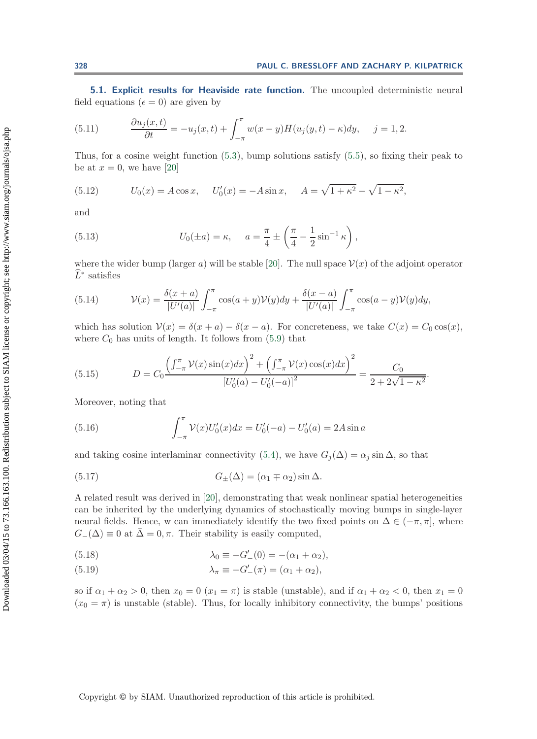**5.1. Explicit results for Heaviside rate function.** The uncoupled deterministic neural field equations ($\epsilon = 0$) are given by

$$\frac{\partial u_j(x,t)}{\partial t} = -u_j(x,t) + \int_{-\pi}^{\pi} w(x-y) H(u_j(y,t) - \kappa) dy, \quad j = 1, 2. \tag{5.11}$$

Thus, for a cosine weight function (5.3), bump solutions satisfy (5.5), so fixing their peak to be at $x = 0$, we have [20]

$$U_0(x) = A\cos x, \quad U_0'(x) = -A\sin x, \quad A = \sqrt{1+\kappa^2} - \sqrt{1-\kappa^2}, \tag{5.12}$$

and

$$U_0(\pm a) = \kappa, \quad a = \frac{\pi}{4} \pm \left( \frac{\pi}{4} - \frac{1}{2}\sin^{-1}\kappa \right), \tag{5.13}$$

where the wider bump (larger $a$) will be stable [20]. The null space $\mathcal{V}(x)$ of the adjoint operator $\widehat{L}^*$ satisfies

$$\mathcal{V}(x) = \frac{\delta(x+a)}{|U'(a)|} \int_{-\pi}^{\pi} \cos(a+y)\mathcal{V}(y)dy + \frac{\delta(x-a)}{|U'(a)|} \int_{-\pi}^{\pi} \cos(a-y)\mathcal{V}(y)dy, \tag{5.14}$$

which has solution $\mathcal{V}(x) = \delta(x+a) - \delta(x-a)$. For concreteness, we take $C(x) = C_0\cos(x)$, where $C_0$ has units of length. It follows from (5.9) that

$$D = C_0 \frac{\left(\int_{-\pi}^{\pi} \mathcal{V}(x)\sin(x)dx\right)^2 + \left(\int_{-\pi}^{\pi} \mathcal{V}(x)\cos(x)dx\right)^2}{\left[U_0'(a) - U_0'(-a)\right]^2} = \frac{C_0}{2 + 2\sqrt{1-\kappa^2}}. \tag{5.15}$$

Moreover, noting that

$$\int_{-\pi}^{\pi} \mathcal{V}(x) U_0'(x) dx = U_0'(-a) - U_0'(a) = 2A\sin a \tag{5.16}$$

and taking cosine interlaminar connectivity (5.4), we have $G_j(\Delta) = \alpha_j \sin\Delta$, so that

$$G_\pm(\Delta) = (\alpha_1 \mp \alpha_2)\sin\Delta. \tag{5.17}$$

A related result was derived in [20], demonstrating that weak nonlinear spatial heterogeneities can be inherited by the underlying dynamics of stochastically moving bumps in single-layer neural fields. Hence, w can immediately identify the two fixed points on $\Delta \in (-\pi, \pi]$, where $G_-(\Delta) \equiv 0$ at $\bar{\Delta} = 0, \pi$. Their stability is easily computed,

$$\lambda_0 \equiv -G_-'(0) = -(\alpha_1 + \alpha_2), \tag{5.18}$$

$$\lambda_\pi \equiv -G_-'(\pi) = (\alpha_1 + \alpha_2), \tag{5.19}$$

so if $\alpha_1 + \alpha_2 > 0$, then $x_0 = 0$ ($x_1 = \pi$) is stable (unstable), and if $\alpha_1 + \alpha_2 < 0$, then $x_1 = 0$ ($x_0 = \pi$) is unstable (stable). Thus, for locally inhibitory connectivity, the bumps' positions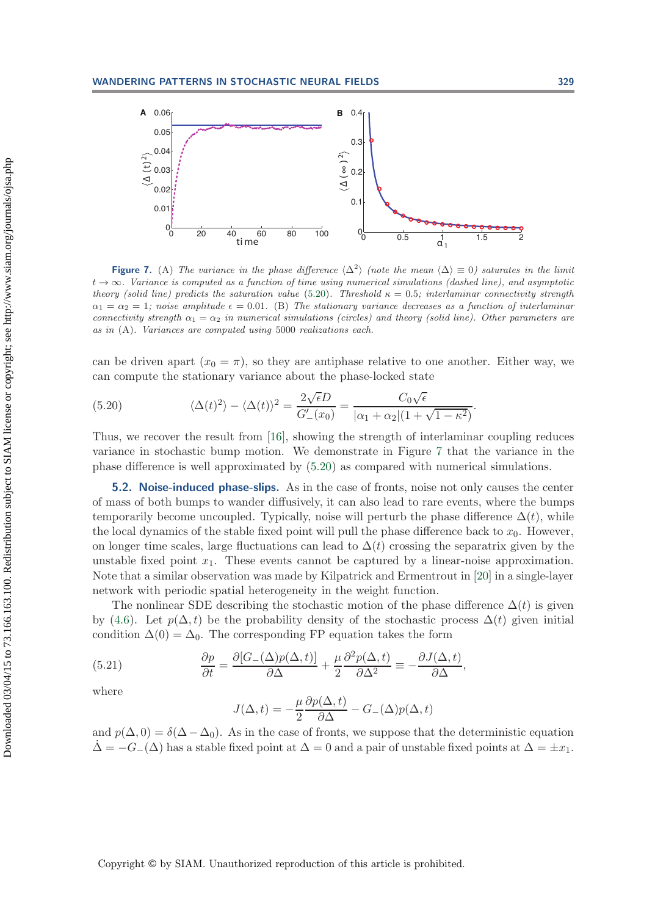**Figure 7.** (A) *The variance in the phase difference $\langle \Delta^2 \rangle$ (note the mean $\langle \Delta \rangle \equiv 0$) saturates in the limit $t \to \infty$. Variance is computed as a function of time using numerical simulations (dashed line), and asymptotic theory (solid line) predicts the saturation value* (5.20)*. Threshold $\kappa = 0.5$; interlaminar connectivity strength $\alpha_1 = \alpha_2 = 1$; noise amplitude $\epsilon = 0.01$.* (B) *The stationary variance decreases as a function of interlaminar connectivity strength $\alpha_1 = \alpha_2$ in numerical simulations (circles) and theory (solid line). Other parameters are as in* (A)*. Variances are computed using 5000 realizations each.*

can be driven apart ($x_0 = \pi$), so they are antiphase relative to one another. Either way, we can compute the stationary variance about the phase-locked state

$$\langle \Delta(t)^2 \rangle - \langle \Delta(t) \rangle^2 = \frac{2\sqrt{\epsilon}D}{G_-'(x_0)} = \frac{C_0\sqrt{\epsilon}}{|\alpha_1 + \alpha_2|(1 + \sqrt{1-\kappa^2})}. \tag{5.20}$$

Thus, we recover the result from [16], showing the strength of interlaminar coupling reduces variance in stochastic bump motion. We demonstrate in Figure 7 that the variance in the phase difference is well approximated by (5.20) as compared with numerical simulations.

### 5.2. Noise-induced phase-slips.

As in the case of fronts, noise not only causes the center of mass of both bumps to wander diffusively, it can also lead to rare events, where the bumps temporarily become uncoupled. Typically, noise will perturb the phase difference $\Delta(t)$, while the local dynamics of the stable fixed point will pull the phase difference back to $x_0$. However, on longer time scales, large fluctuations can lead to $\Delta(t)$ crossing the separatrix given by the unstable fixed point $x_1$. These events cannot be captured by a linear-noise approximation. Note that a similar observation was made by Kilpatrick and Ermentrout in [20] in a single-layer network with periodic spatial heterogeneity in the weight function.

The nonlinear SDE describing the stochastic motion of the phase difference $\Delta(t)$ is given by (4.6). Let $p(\Delta, t)$ be the probability density of the stochastic process $\Delta(t)$ given initial condition $\Delta(0) = \Delta_0$. The corresponding FP equation takes the form

$$\frac{\partial p}{\partial t} = \frac{\partial [G_-(\Delta) p(\Delta, t)]}{\partial \Delta} + \frac{\mu}{2}\frac{\partial^2 p(\Delta, t)}{\partial \Delta^2} \equiv -\frac{\partial J(\Delta, t)}{\partial \Delta}, \tag{5.21}$$

where

$$J(\Delta, t) = -\frac{\mu}{2}\frac{\partial p(\Delta, t)}{\partial \Delta} - G_-(\Delta) p(\Delta, t)$$

and $p(\Delta, 0) = \delta(\Delta - \Delta_0)$. As in the case of fronts, we suppose that the deterministic equation $\dot{\Delta} = -G_-(\Delta)$ has a stable fixed point at $\Delta = 0$ and a pair of unstable fixed points at $\Delta = \pm x_1$.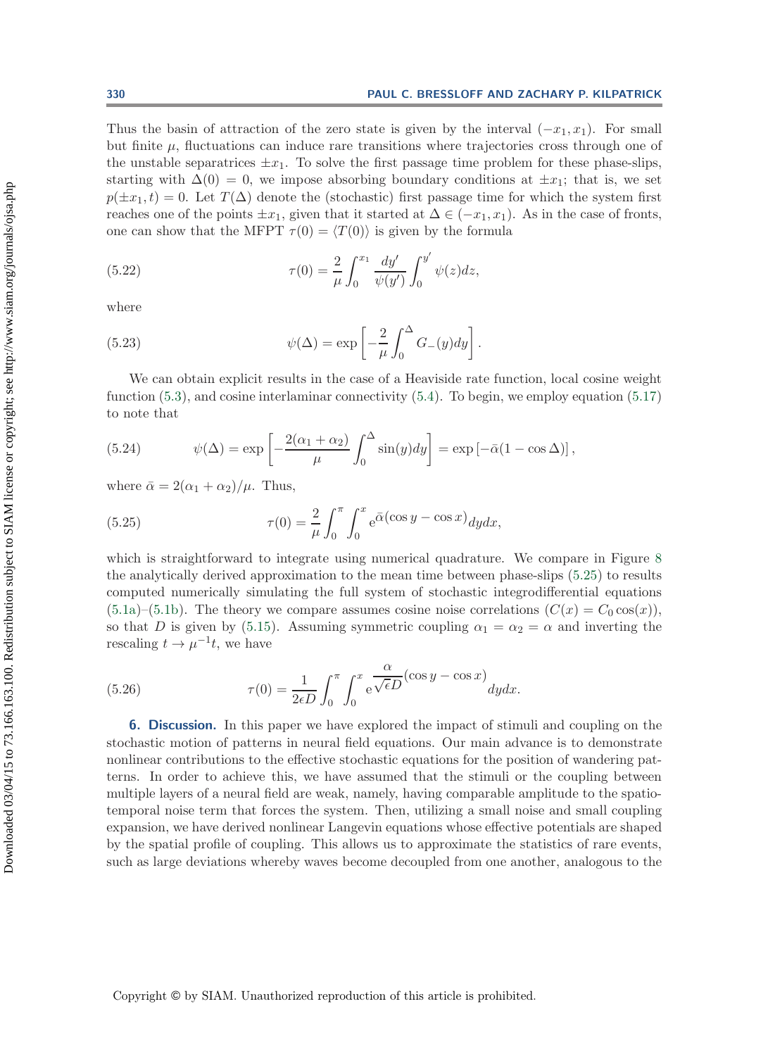Thus the basin of attraction of the zero state is given by the interval $(-x_1, x_1)$. For small but finite $\mu$, fluctuations can induce rare transitions where trajectories cross through one of the unstable separatrices $\pm x_1$. To solve the first passage time problem for these phase-slips, starting with $\Delta(0) = 0$, we impose absorbing boundary conditions at $\pm x_1$; that is, we set $p(\pm x_1, t) = 0$. Let $T(\Delta)$ denote the (stochastic) first passage time for which the system first reaches one of the points $\pm x_1$, given that it started at $\Delta \in (-x_1, x_1)$. As in the case of fronts, one can show that the MFPT $\tau(0) = \langle T(0) \rangle$ is given by the formula

$$\tau(0) = \frac{2}{\mu} \int_0^{x_1} \frac{dy'}{\psi(y')} \int_0^{y'} \psi(z) dz, \tag{5.22}$$

where

$$\psi(\Delta) = \exp\left[-\frac{2}{\mu} \int_0^{\Delta} G_-(y) dy\right]. \tag{5.23}$$

We can obtain explicit results in the case of a Heaviside rate function, local cosine weight function (5.3), and cosine interlaminar connectivity (5.4). To begin, we employ equation (5.17) to note that

$$\psi(\Delta) = \exp\left[-\frac{2(\alpha_1 + \alpha_2)}{\mu} \int_0^{\Delta} \sin(y) dy\right] = \exp\left[-\bar{\alpha}(1 - \cos \Delta)\right], \tag{5.24}$$

where $\bar{\alpha} = 2(\alpha_1 + \alpha_2)/\mu$. Thus,

$$\tau(0) = \frac{2}{\mu} \int_0^{\pi} \int_0^{x} \mathrm{e}^{\bar{\alpha}(\cos y - \cos x)} dy dx, \tag{5.25}$$

which is straightforward to integrate using numerical quadrature. We compare in Figure 8 the analytically derived approximation to the mean time between phase-slips (5.25) to results computed numerically simulating the full system of stochastic integrodifferential equations (5.1a)–(5.1b). The theory we compare assumes cosine noise correlations ($C(x) = C_0 \cos(x)$), so that $D$ is given by (5.15). Assuming symmetric coupling $\alpha_1 = \alpha_2 = \alpha$ and inverting the rescaling $t \to \mu^{-1} t$, we have

$$\tau(0) = \frac{1}{2\epsilon D} \int_0^{\pi} \int_0^{x} \mathrm{e}^{\frac{\alpha}{\sqrt{\epsilon} D}(\cos y - \cos x)} dy dx. \tag{5.26}$$

## 6. Discussion.

In this paper we have explored the impact of stimuli and coupling on the stochastic motion of patterns in neural field equations. Our main advance is to demonstrate nonlinear contributions to the effective stochastic equations for the position of wandering patterns. In order to achieve this, we have assumed that the stimuli or the coupling between multiple layers of a neural field are weak, namely, having comparable amplitude to the spatiotemporal noise term that forces the system. Then, utilizing a small noise and small coupling expansion, we have derived nonlinear Langevin equations whose effective potentials are shaped by the spatial profile of coupling. This allows us to approximate the statistics of rare events, such as large deviations whereby waves become decoupled from one another, analogous to the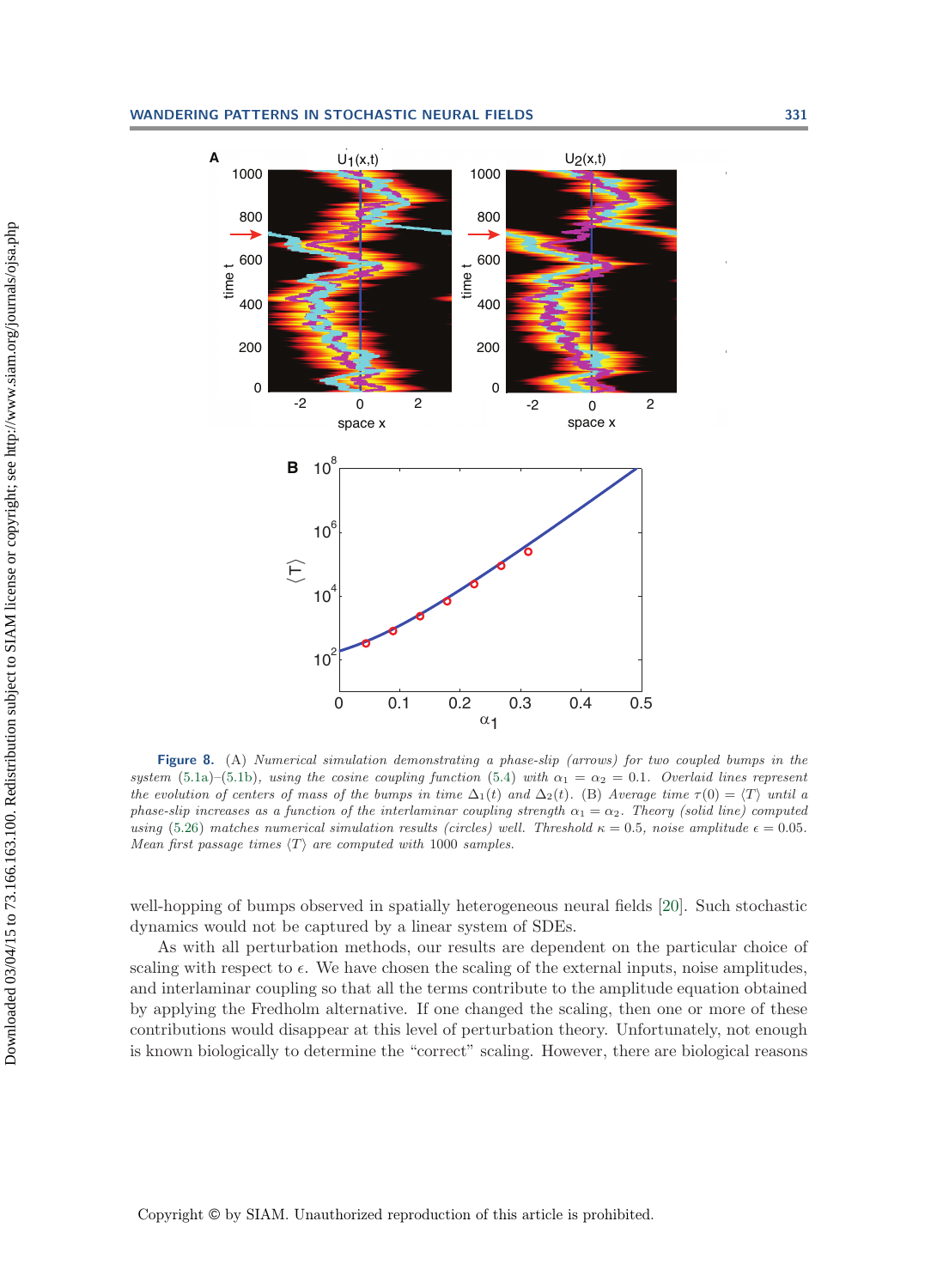**Figure 8.** (A) *Numerical simulation demonstrating a phase-slip (arrows) for two coupled bumps in the system* (5.1a)–(5.1b)*, using the cosine coupling function* (5.4) *with* $\alpha_1 = \alpha_2 = 0.1$*. Overlaid lines represent the evolution of centers of mass of the bumps in time* $\Delta_1(t)$ *and* $\Delta_2(t)$*.* (B) *Average time* $\tau(0) = \langle T \rangle$ *until a phase-slip increases as a function of the interlaminar coupling strength* $\alpha_1 = \alpha_2$*. Theory (solid line) computed using* (5.26) *matches numerical simulation results (circles) well. Threshold* $\kappa = 0.5$*, noise amplitude* $\epsilon = 0.05$*. Mean first passage times* $\langle T \rangle$ *are computed with 1000 samples.*

well-hopping of bumps observed in spatially heterogeneous neural fields [20]. Such stochastic dynamics would not be captured by a linear system of SDEs.

As with all perturbation methods, our results are dependent on the particular choice of scaling with respect to $\epsilon$. We have chosen the scaling of the external inputs, noise amplitudes, and interlaminar coupling so that all the terms contribute to the amplitude equation obtained by applying the Fredholm alternative. If one changed the scaling, then one or more of these contributions would disappear at this level of perturbation theory. Unfortunately, not enough is known biologically to determine the "correct" scaling. However, there are biological reasons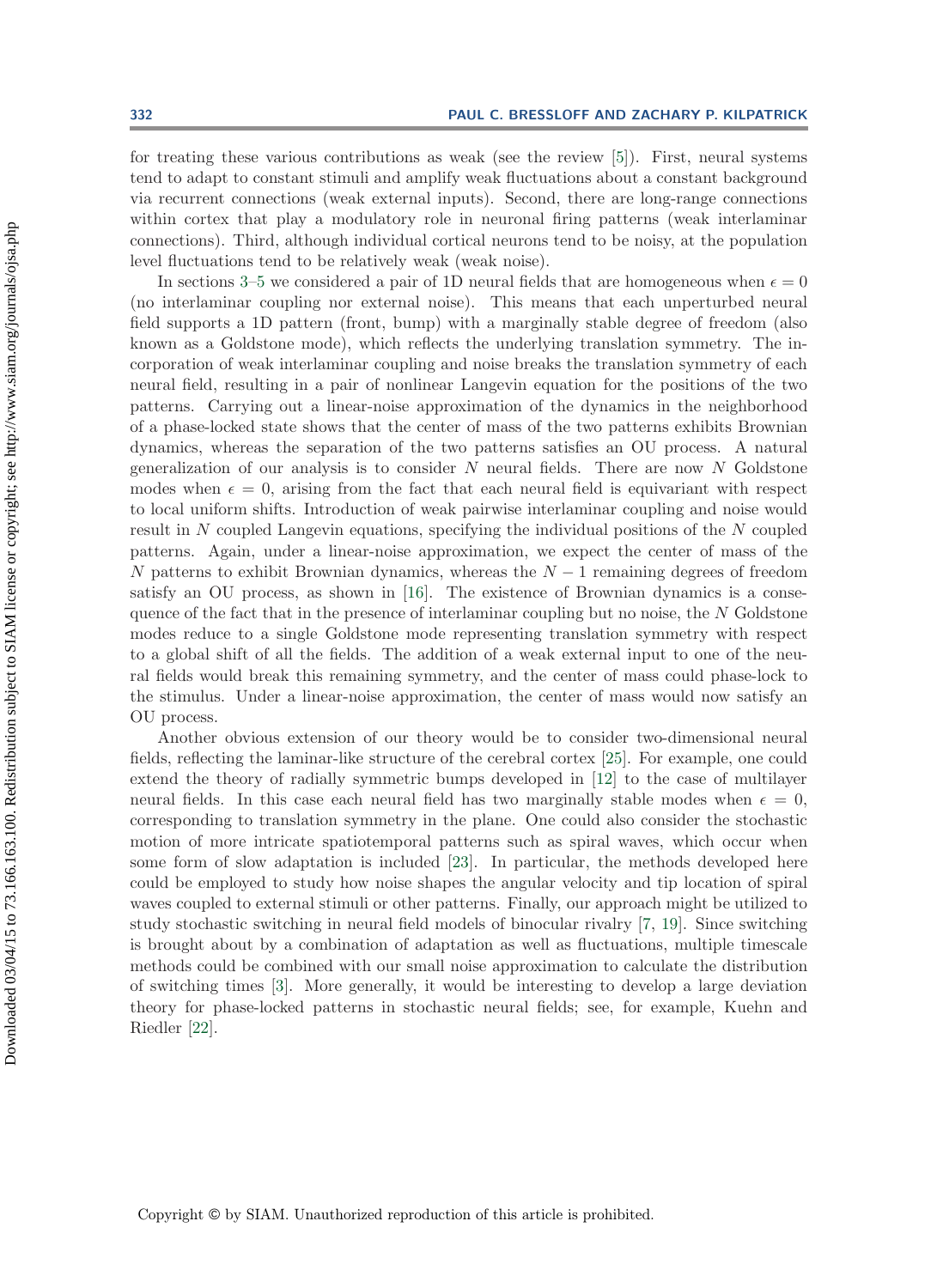for treating these various contributions as weak (see the review [5]). First, neural systems tend to adapt to constant stimuli and amplify weak fluctuations about a constant background via recurrent connections (weak external inputs). Second, there are long-range connections within cortex that play a modulatory role in neuronal firing patterns (weak interlaminar connections). Third, although individual cortical neurons tend to be noisy, at the population level fluctuations tend to be relatively weak (weak noise).

In sections 3–5 we considered a pair of 1D neural fields that are homogeneous when $\epsilon = 0$ (no interlaminar coupling nor external noise). This means that each unperturbed neural field supports a 1D pattern (front, bump) with a marginally stable degree of freedom (also known as a Goldstone mode), which reflects the underlying translation symmetry. The incorporation of weak interlaminar coupling and noise breaks the translation symmetry of each neural field, resulting in a pair of nonlinear Langevin equation for the positions of the two patterns. Carrying out a linear-noise approximation of the dynamics in the neighborhood of a phase-locked state shows that the center of mass of the two patterns exhibits Brownian dynamics, whereas the separation of the two patterns satisfies an OU process. A natural generalization of our analysis is to consider $N$ neural fields. There are now $N$ Goldstone modes when $\epsilon = 0$, arising from the fact that each neural field is equivariant with respect to local uniform shifts. Introduction of weak pairwise interlaminar coupling and noise would result in $N$ coupled Langevin equations, specifying the individual positions of the $N$ coupled patterns. Again, under a linear-noise approximation, we expect the center of mass of the $N$ patterns to exhibit Brownian dynamics, whereas the $N - 1$ remaining degrees of freedom satisfy an OU process, as shown in [16]. The existence of Brownian dynamics is a consequence of the fact that in the presence of interlaminar coupling but no noise, the $N$ Goldstone modes reduce to a single Goldstone mode representing translation symmetry with respect to a global shift of all the fields. The addition of a weak external input to one of the neural fields would break this remaining symmetry, and the center of mass could phase-lock to the stimulus. Under a linear-noise approximation, the center of mass would now satisfy an OU process.

Another obvious extension of our theory would be to consider two-dimensional neural fields, reflecting the laminar-like structure of the cerebral cortex [25]. For example, one could extend the theory of radially symmetric bumps developed in [12] to the case of multilayer neural fields. In this case each neural field has two marginally stable modes when $\epsilon = 0$, corresponding to translation symmetry in the plane. One could also consider the stochastic motion of more intricate spatiotemporal patterns such as spiral waves, which occur when some form of slow adaptation is included [23]. In particular, the methods developed here could be employed to study how noise shapes the angular velocity and tip location of spiral waves coupled to external stimuli or other patterns. Finally, our approach might be utilized to study stochastic switching in neural field models of binocular rivalry [7, 19]. Since switching is brought about by a combination of adaptation as well as fluctuations, multiple timescale methods could be combined with our small noise approximation to calculate the distribution of switching times [3]. More generally, it would be interesting to develop a large deviation theory for phase-locked patterns in stochastic neural fields; see, for example, Kuehn and Riedler [22].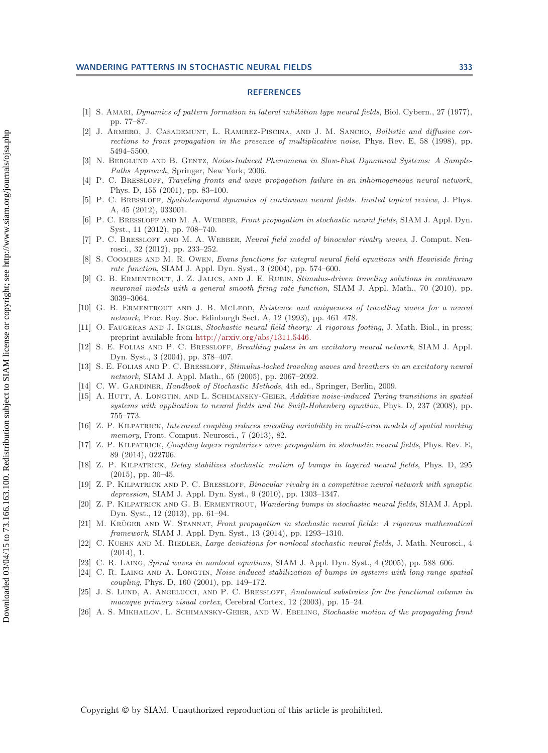## REFERENCES

[1] S. Amari, *Dynamics of pattern formation in lateral inhibition type neural fields*, Biol. Cybern., 27 (1977), pp. 77–87.

[2] J. Armero, J. Casademunt, L. Ramirez-Piscina, and J. M. Sancho, *Ballistic and diffusive corrections to front propagation in the presence of multiplicative noise*, Phys. Rev. E, 58 (1998), pp. 5494–5500.

[3] N. Berglund and B. Gentz, *Noise-Induced Phenomena in Slow-Fast Dynamical Systems: A Sample-Paths Approach*, Springer, New York, 2006.

[4] P. C. Bressloff, *Traveling fronts and wave propagation failure in an inhomogeneous neural network*, Phys. D, 155 (2001), pp. 83–100.

[5] P. C. Bressloff, *Spatiotemporal dynamics of continuum neural fields. Invited topical review*, J. Phys. A, 45 (2012), 033001.

[6] P. C. Bressloff and M. A. Webber, *Front propagation in stochastic neural fields*, SIAM J. Appl. Dyn. Syst., 11 (2012), pp. 708–740.

[7] P. C. Bressloff and M. A. Webber, *Neural field model of binocular rivalry waves*, J. Comput. Neurosci., 32 (2012), pp. 233–252.

[8] S. Coombes and M. R. Owen, *Evans functions for integral neural field equations with Heaviside firing rate function*, SIAM J. Appl. Dyn. Syst., 3 (2004), pp. 574–600.

[9] G. B. Ermentrout, J. Z. Jalics, and J. E. Rubin, *Stimulus-driven traveling solutions in continuum neuronal models with a general smooth firing rate function*, SIAM J. Appl. Math., 70 (2010), pp. 3039–3064.

[10] G. B. Ermentrout and J. B. McLeod, *Existence and uniqueness of travelling waves for a neural network*, Proc. Roy. Soc. Edinburgh Sect. A, 12 (1993), pp. 461–478.

[11] O. Faugeras and J. Inglis, *Stochastic neural field theory: A rigorous footing*, J. Math. Biol., in press; preprint available from http://arxiv.org/abs/1311.5446.

[12] S. E. Folias and P. C. Bressloff, *Breathing pulses in an excitatory neural network*, SIAM J. Appl. Dyn. Syst., 3 (2004), pp. 378–407.

[13] S. E. Folias and P. C. Bressloff, *Stimulus-locked traveling waves and breathers in an excitatory neural network*, SIAM J. Appl. Math., 65 (2005), pp. 2067–2092.

[14] C. W. Gardiner, *Handbook of Stochastic Methods*, 4th ed., Springer, Berlin, 2009.

[15] A. Hutt, A. Longtin, and L. Schimansky-Geier, *Additive noise-induced Turing transitions in spatial systems with application to neural fields and the Swift-Hohenberg equation*, Phys. D, 237 (2008), pp. 755–773.

[16] Z. P. Kilpatrick, *Interareal coupling reduces encoding variability in multi-area models of spatial working memory*, Front. Comput. Neurosci., 7 (2013), 82.

[17] Z. P. Kilpatrick, *Coupling layers regularizes wave propagation in stochastic neural fields*, Phys. Rev. E, 89 (2014), 022706.

[18] Z. P. Kilpatrick, *Delay stabilizes stochastic motion of bumps in layered neural fields*, Phys. D, 295 (2015), pp. 30–45.

[19] Z. P. Kilpatrick and P. C. Bressloff, *Binocular rivalry in a competitive neural network with synaptic depression*, SIAM J. Appl. Dyn. Syst., 9 (2010), pp. 1303–1347.

[20] Z. P. Kilpatrick and G. B. Ermentrout, *Wandering bumps in stochastic neural fields*, SIAM J. Appl. Dyn. Syst., 12 (2013), pp. 61–94.

[21] M. Krüger and W. Stannat, *Front propagation in stochastic neural fields: A rigorous mathematical framework*, SIAM J. Appl. Dyn. Syst., 13 (2014), pp. 1293–1310.

[22] C. Kuehn and M. Riedler, *Large deviations for nonlocal stochastic neural fields*, J. Math. Neurosci., 4 (2014), 1.

[23] C. R. Laing, *Spiral waves in nonlocal equations*, SIAM J. Appl. Dyn. Syst., 4 (2005), pp. 588–606.

[24] C. R. Laing and A. Longtin, *Noise-induced stabilization of bumps in systems with long-range spatial coupling*, Phys. D, 160 (2001), pp. 149–172.

[25] J. S. Lund, A. Angelucci, and P. C. Bressloff, *Anatomical substrates for the functional column in macaque primary visual cortex*, Cerebral Cortex, 12 (2003), pp. 15–24.

[26] A. S. Mikhailov, L. Schimansky-Geier, and W. Ebeling, *Stochastic motion of the propagating front*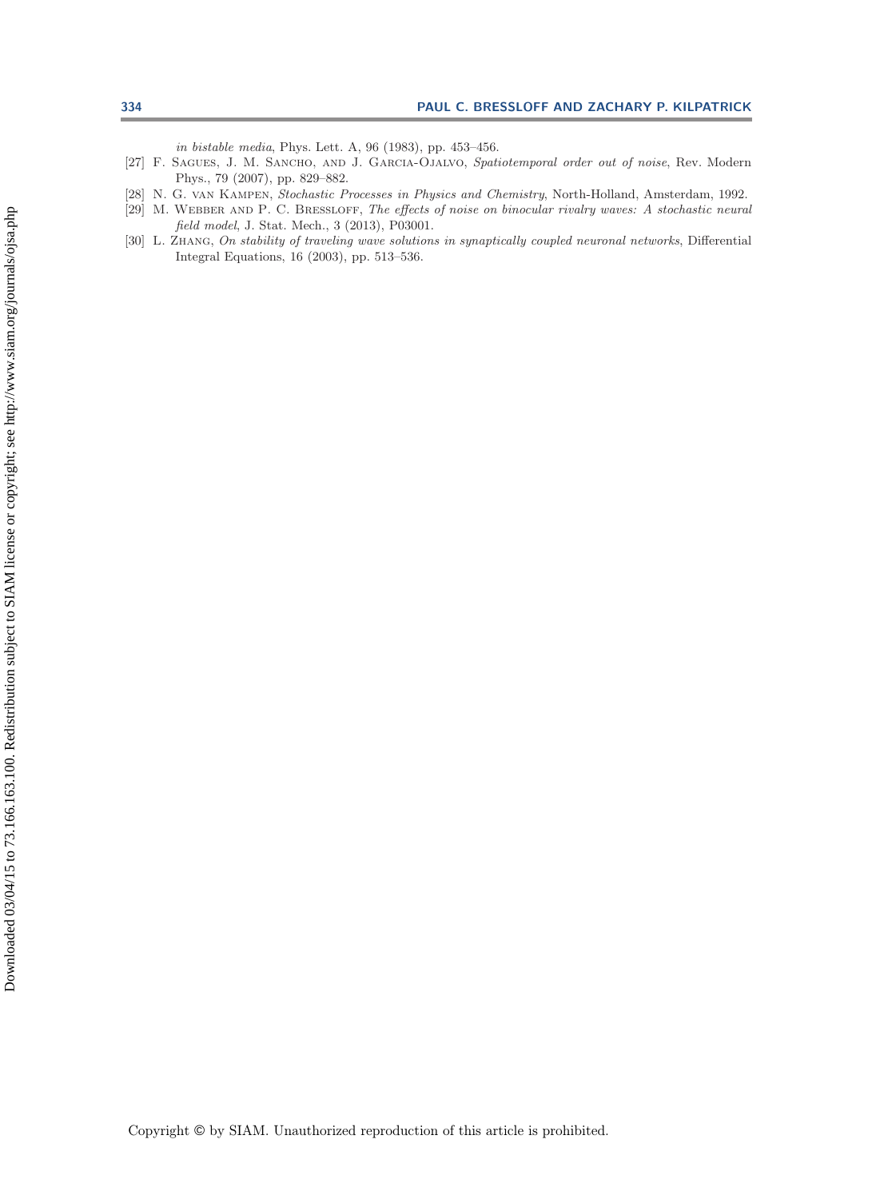*in bistable media*, Phys. Lett. A, 96 (1983), pp. 453–456.

[27] F. Sagues, J. M. Sancho, and J. Garcia-Ojalvo, *Spatiotemporal order out of noise*, Rev. Modern Phys., 79 (2007), pp. 829–882.

[28] N. G. van Kampen, *Stochastic Processes in Physics and Chemistry*, North-Holland, Amsterdam, 1992.

[29] M. Webber and P. C. Bressloff, *The effects of noise on binocular rivalry waves: A stochastic neural field model*, J. Stat. Mech., 3 (2013), P03001.

[30] L. Zhang, *On stability of traveling wave solutions in synaptically coupled neuronal networks*, Differential Integral Equations, 16 (2003), pp. 513–536.